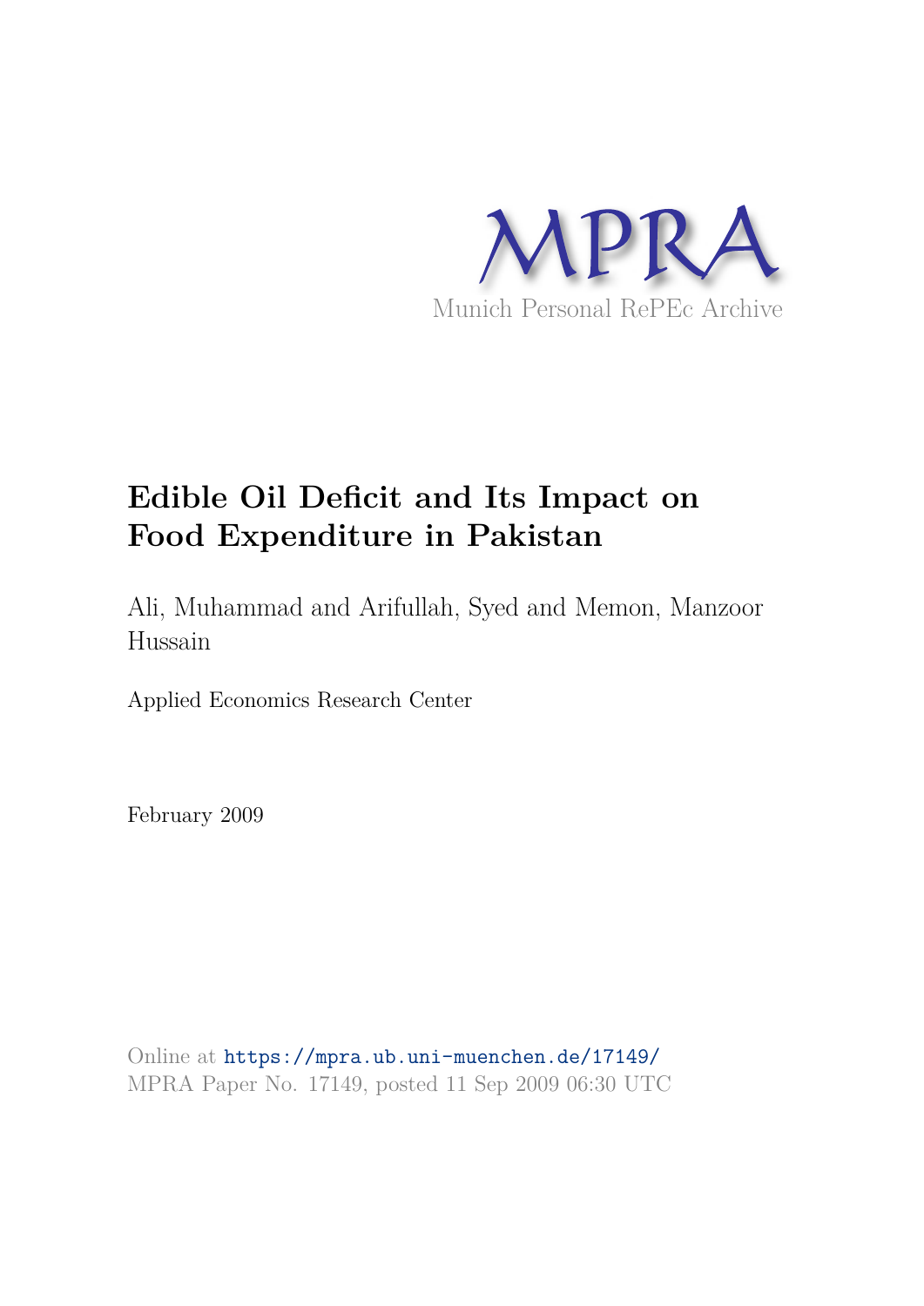MPRA

Munich Personal RePEc Archive

# Edible Oil Deficit and Its Impact on Food Expenditure in Pakistan

Ali, Muhammad and Arifullah, Syed and Memon, Manzoor Hussain

Applied Economics Research Center

February 2009

Online at https://mpra.ub.uni-muenchen.de/17149/
MPRA Paper No. 17149, posted 11 Sep 2009 06:30 UTC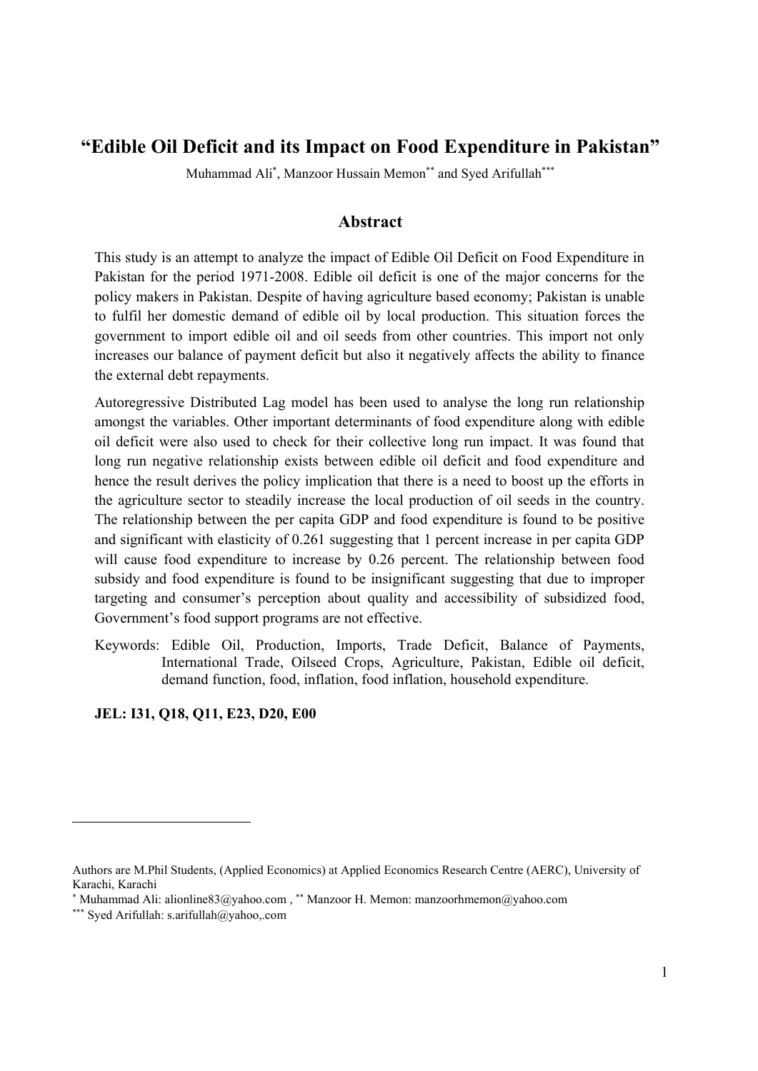# "Edible Oil Deficit and its Impact on Food Expenditure in Pakistan"

Muhammad Ali[*], Manzoor Hussain Memon[**] and Syed Arifullah[***]

## Abstract

This study is an attempt to analyze the impact of Edible Oil Deficit on Food Expenditure in Pakistan for the period 1971-2008. Edible oil deficit is one of the major concerns for the policy makers in Pakistan. Despite of having agriculture based economy; Pakistan is unable to fulfil her domestic demand of edible oil by local production. This situation forces the government to import edible oil and oil seeds from other countries. This import not only increases our balance of payment deficit but also it negatively affects the ability to finance the external debt repayments.

Autoregressive Distributed Lag model has been used to analyse the long run relationship amongst the variables. Other important determinants of food expenditure along with edible oil deficit were also used to check for their collective long run impact. It was found that long run negative relationship exists between edible oil deficit and food expenditure and hence the result derives the policy implication that there is a need to boost up the efforts in the agriculture sector to steadily increase the local production of oil seeds in the country. The relationship between the per capita GDP and food expenditure is found to be positive and significant with elasticity of 0.261 suggesting that 1 percent increase in per capita GDP will cause food expenditure to increase by 0.26 percent. The relationship between food subsidy and food expenditure is found to be insignificant suggesting that due to improper targeting and consumer's perception about quality and accessibility of subsidized food, Government's food support programs are not effective.

Keywords: Edible Oil, Production, Imports, Trade Deficit, Balance of Payments, International Trade, Oilseed Crops, Agriculture, Pakistan, Edible oil deficit, demand function, food, inflation, food inflation, household expenditure.

**JEL: I31, Q18, Q11, E23, D20, E00**

---

Authors are M.Phil Students, (Applied Economics) at Applied Economics Research Centre (AERC), University of Karachi, Karachi

[*] Muhammad Ali: alionline83@yahoo.com , [**] Manzoor H. Memon: manzoorhmemon@yahoo.com

[***] Syed Arifullah: s.arifullah@yahoo,.com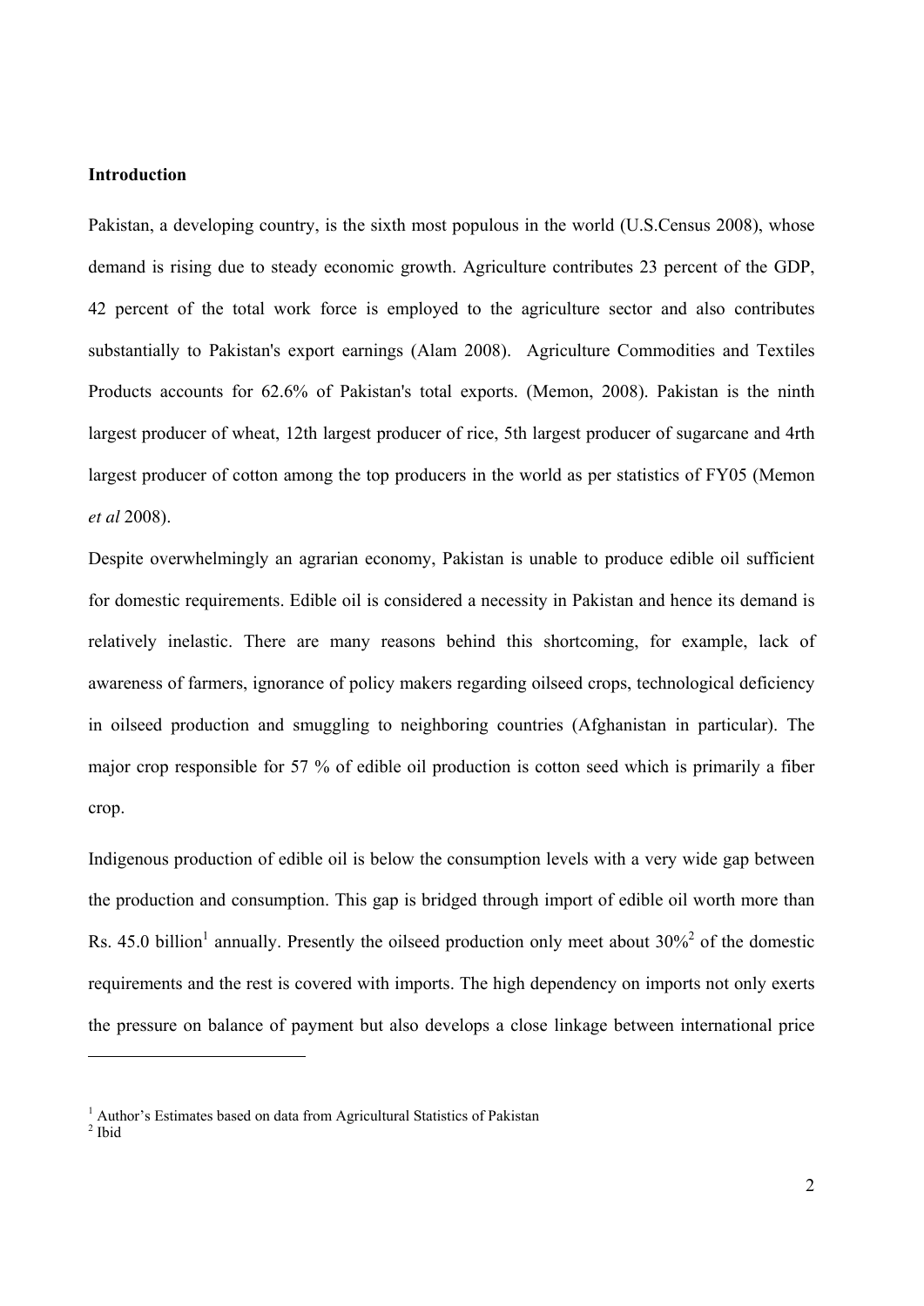## Introduction

Pakistan, a developing country, is the sixth most populous in the world (U.S.Census 2008), whose demand is rising due to steady economic growth. Agriculture contributes 23 percent of the GDP, 42 percent of the total work force is employed to the agriculture sector and also contributes substantially to Pakistan's export earnings (Alam 2008). Agriculture Commodities and Textiles Products accounts for 62.6% of Pakistan's total exports. (Memon, 2008). Pakistan is the ninth largest producer of wheat, 12th largest producer of rice, 5th largest producer of sugarcane and 4rth largest producer of cotton among the top producers in the world as per statistics of FY05 (Memon *et al* 2008).

Despite overwhelmingly an agrarian economy, Pakistan is unable to produce edible oil sufficient for domestic requirements. Edible oil is considered a necessity in Pakistan and hence its demand is relatively inelastic. There are many reasons behind this shortcoming, for example, lack of awareness of farmers, ignorance of policy makers regarding oilseed crops, technological deficiency in oilseed production and smuggling to neighboring countries (Afghanistan in particular). The major crop responsible for 57 % of edible oil production is cotton seed which is primarily a fiber crop.

Indigenous production of edible oil is below the consumption levels with a very wide gap between the production and consumption. This gap is bridged through import of edible oil worth more than Rs. 45.0 billion[1] annually. Presently the oilseed production only meet about 30%[2] of the domestic requirements and the rest is covered with imports. The high dependency on imports not only exerts the pressure on balance of payment but also develops a close linkage between international price

[1] Author's Estimates based on data from Agricultural Statistics of Pakistan
[2] Ibid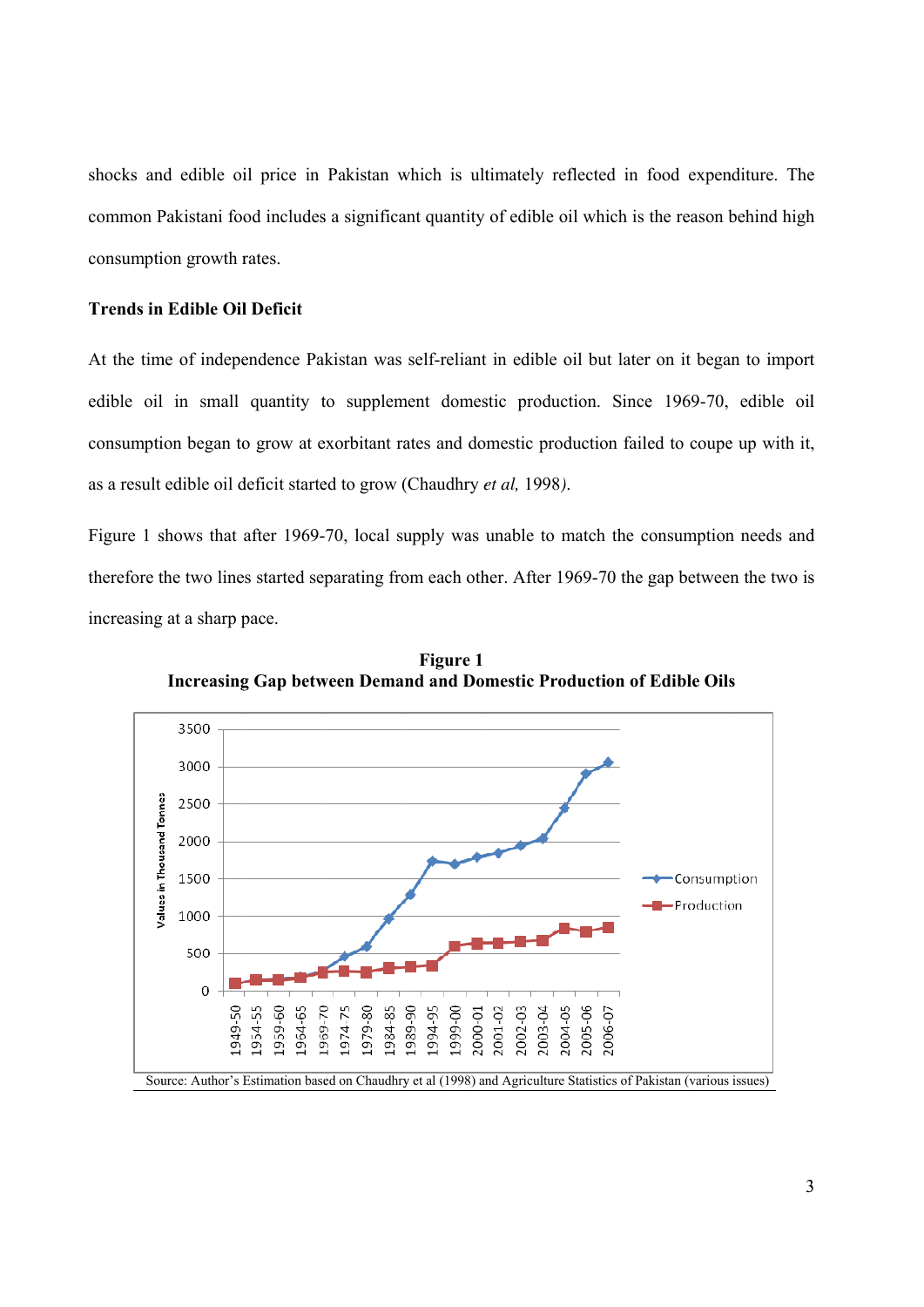shocks and edible oil price in Pakistan which is ultimately reflected in food expenditure. The common Pakistani food includes a significant quantity of edible oil which is the reason behind high consumption growth rates.

**Trends in Edible Oil Deficit**

At the time of independence Pakistan was self-reliant in edible oil but later on it began to import edible oil in small quantity to supplement domestic production. Since 1969-70, edible oil consumption began to grow at exorbitant rates and domestic production failed to coupe up with it, as a result edible oil deficit started to grow (Chaudhry *et al,* 1998*)*.

Figure 1 shows that after 1969-70, local supply was unable to match the consumption needs and therefore the two lines started separating from each other. After 1969-70 the gap between the two is increasing at a sharp pace.

**Figure 1**
**Increasing Gap between Demand and Domestic Production of Edible Oils**

Values in Thousand Tonnes
3500
3000
2500
2000
1500
1000
500
0
1949-50
1954-55
1959-60
1964-65
1969-70
1974-75
1979-80
1984-85
1989-90
1994-95
1999-00
2000-01
2001-02
2002-03
2003-04
2004-05
2005-06
2006-07
Consumption
Production

Source: Author's Estimation based on Chaudhry et al (1998) and Agriculture Statistics of Pakistan (various issues)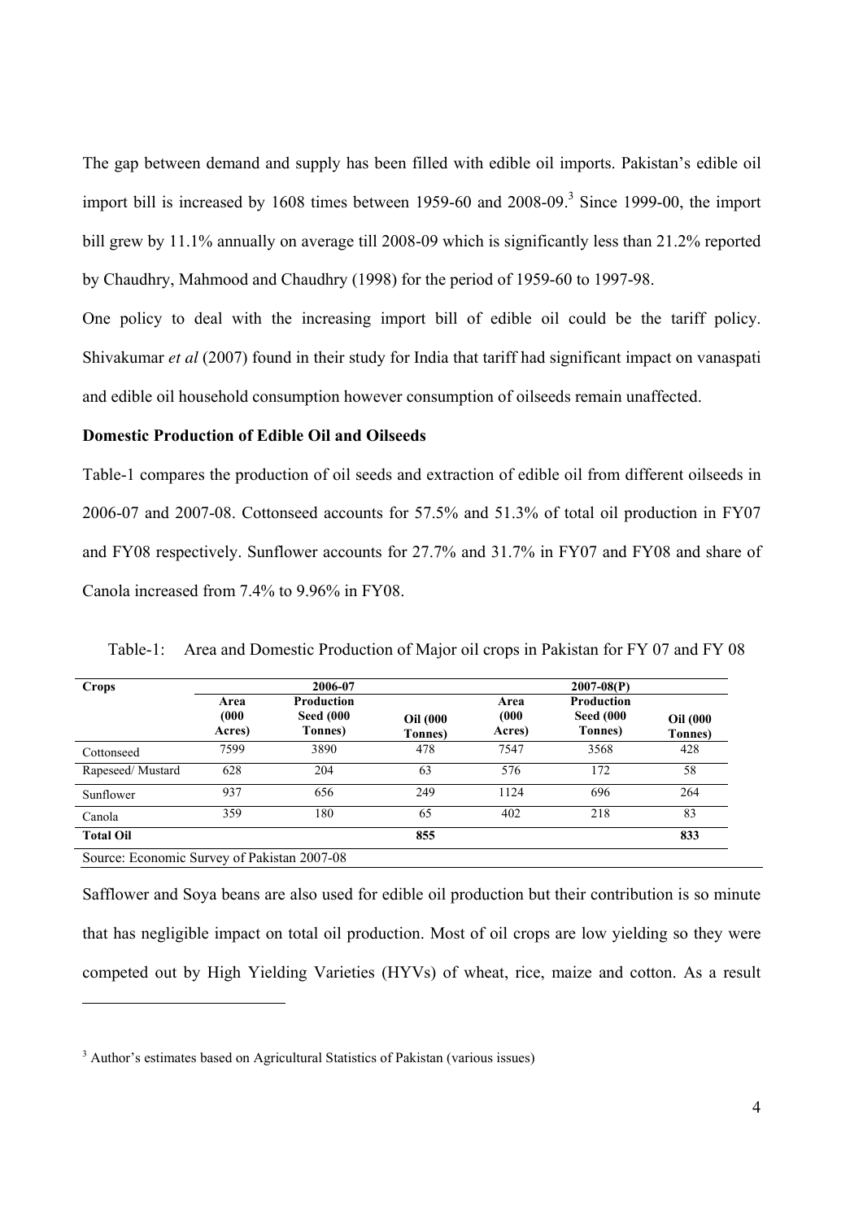The gap between demand and supply has been filled with edible oil imports. Pakistan's edible oil import bill is increased by 1608 times between 1959-60 and 2008-09.[3] Since 1999-00, the import bill grew by 11.1% annually on average till 2008-09 which is significantly less than 21.2% reported by Chaudhry, Mahmood and Chaudhry (1998) for the period of 1959-60 to 1997-98.

One policy to deal with the increasing import bill of edible oil could be the tariff policy. Shivakumar *et al* (2007) found in their study for India that tariff had significant impact on vanaspati and edible oil household consumption however consumption of oilseeds remain unaffected.

**Domestic Production of Edible Oil and Oilseeds**

Table-1 compares the production of oil seeds and extraction of edible oil from different oilseeds in 2006-07 and 2007-08. Cottonseed accounts for 57.5% and 51.3% of total oil production in FY07 and FY08 respectively. Sunflower accounts for 27.7% and 31.7% in FY07 and FY08 and share of Canola increased from 7.4% to 9.96% in FY08.

Table-1: Area and Domestic Production of Major oil crops in Pakistan for FY 07 and FY 08

| Crops | 2006-07 | | | 2007-08(P) | | |
|---|---|---|---|---|---|---|
| | Area (000 Acres) | Production Seed (000 Tonnes) | Oil (000 Tonnes) | Area (000 Acres) | Production Seed (000 Tonnes) | Oil (000 Tonnes) |
| Cottonseed | 7599 | 3890 | 478 | 7547 | 3568 | 428 |
| Rapeseed/ Mustard | 628 | 204 | 63 | 576 | 172 | 58 |
| Sunflower | 937 | 656 | 249 | 1124 | 696 | 264 |
| Canola | 359 | 180 | 65 | 402 | 218 | 83 |
| **Total Oil** | | | **855** | | | **833** |

Source: Economic Survey of Pakistan 2007-08

Safflower and Soya beans are also used for edible oil production but their contribution is so minute that has negligible impact on total oil production. Most of oil crops are low yielding so they were competed out by High Yielding Varieties (HYVs) of wheat, rice, maize and cotton. As a result

[3] Author's estimates based on Agricultural Statistics of Pakistan (various issues)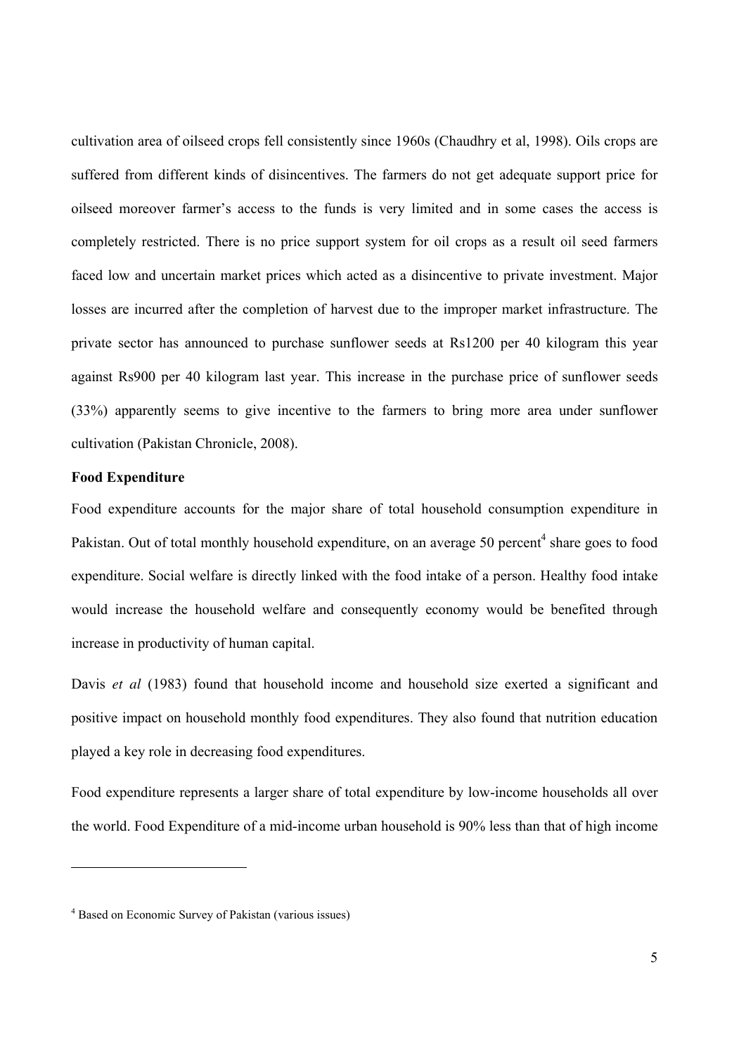cultivation area of oilseed crops fell consistently since 1960s (Chaudhry et al, 1998). Oils crops are suffered from different kinds of disincentives. The farmers do not get adequate support price for oilseed moreover farmer's access to the funds is very limited and in some cases the access is completely restricted. There is no price support system for oil crops as a result oil seed farmers faced low and uncertain market prices which acted as a disincentive to private investment. Major losses are incurred after the completion of harvest due to the improper market infrastructure. The private sector has announced to purchase sunflower seeds at Rs1200 per 40 kilogram this year against Rs900 per 40 kilogram last year. This increase in the purchase price of sunflower seeds (33%) apparently seems to give incentive to the farmers to bring more area under sunflower cultivation (Pakistan Chronicle, 2008).

**Food Expenditure**

Food expenditure accounts for the major share of total household consumption expenditure in Pakistan. Out of total monthly household expenditure, on an average 50 percent[4] share goes to food expenditure. Social welfare is directly linked with the food intake of a person. Healthy food intake would increase the household welfare and consequently economy would be benefited through increase in productivity of human capital.

Davis *et al* (1983) found that household income and household size exerted a significant and positive impact on household monthly food expenditures. They also found that nutrition education played a key role in decreasing food expenditures.

Food expenditure represents a larger share of total expenditure by low-income households all over the world. Food Expenditure of a mid-income urban household is 90% less than that of high income

[4] Based on Economic Survey of Pakistan (various issues)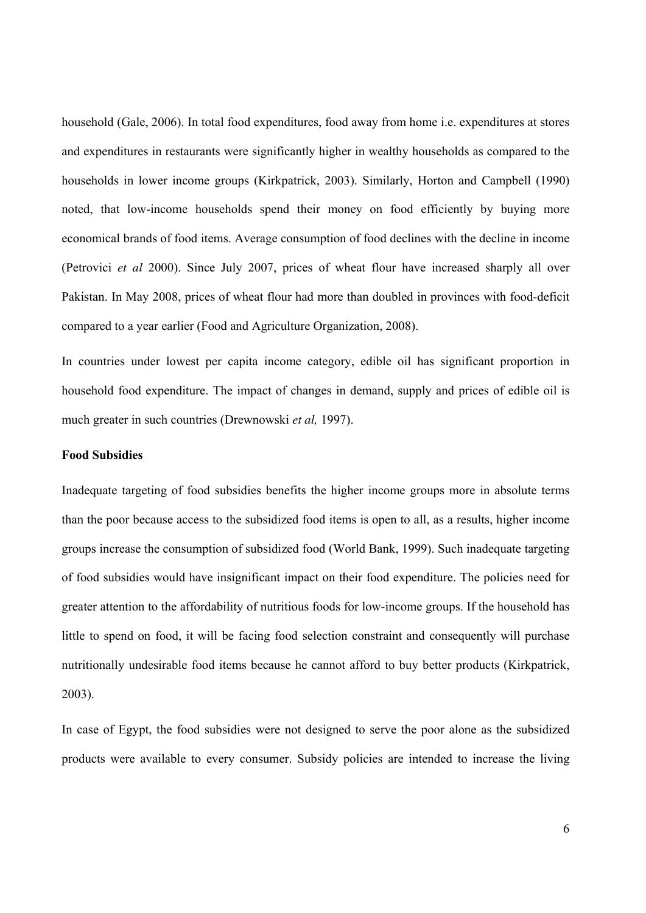household (Gale, 2006). In total food expenditures, food away from home i.e. expenditures at stores and expenditures in restaurants were significantly higher in wealthy households as compared to the households in lower income groups (Kirkpatrick, 2003). Similarly, Horton and Campbell (1990) noted, that low-income households spend their money on food efficiently by buying more economical brands of food items. Average consumption of food declines with the decline in income (Petrovici *et al* 2000). Since July 2007, prices of wheat flour have increased sharply all over Pakistan. In May 2008, prices of wheat flour had more than doubled in provinces with food-deficit compared to a year earlier (Food and Agriculture Organization, 2008).

In countries under lowest per capita income category, edible oil has significant proportion in household food expenditure. The impact of changes in demand, supply and prices of edible oil is much greater in such countries (Drewnowski *et al,* 1997).

**Food Subsidies**

Inadequate targeting of food subsidies benefits the higher income groups more in absolute terms than the poor because access to the subsidized food items is open to all, as a results, higher income groups increase the consumption of subsidized food (World Bank, 1999). Such inadequate targeting of food subsidies would have insignificant impact on their food expenditure. The policies need for greater attention to the affordability of nutritious foods for low-income groups. If the household has little to spend on food, it will be facing food selection constraint and consequently will purchase nutritionally undesirable food items because he cannot afford to buy better products (Kirkpatrick, 2003).

In case of Egypt, the food subsidies were not designed to serve the poor alone as the subsidized products were available to every consumer. Subsidy policies are intended to increase the living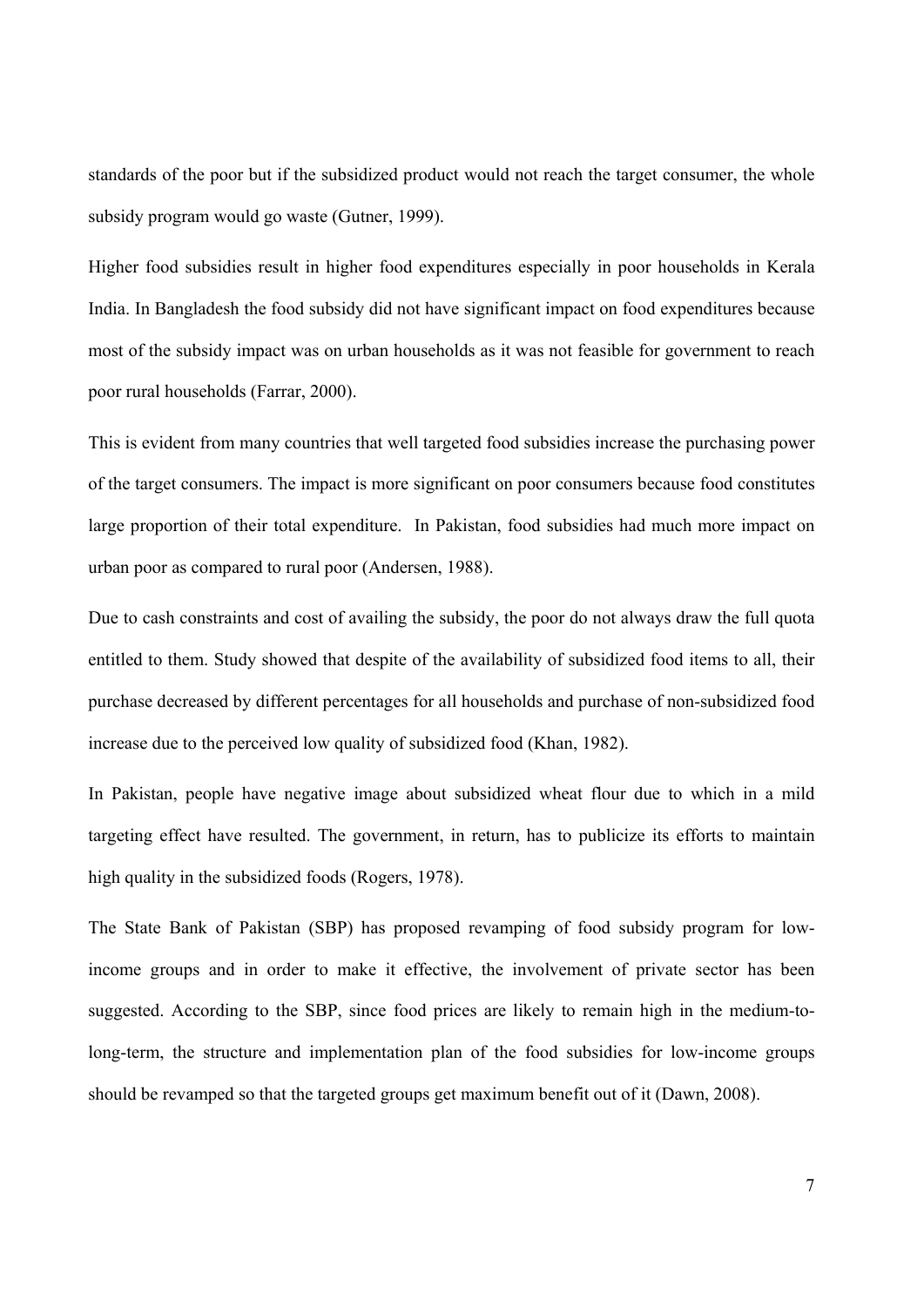standards of the poor but if the subsidized product would not reach the target consumer, the whole subsidy program would go waste (Gutner, 1999).

Higher food subsidies result in higher food expenditures especially in poor households in Kerala India. In Bangladesh the food subsidy did not have significant impact on food expenditures because most of the subsidy impact was on urban households as it was not feasible for government to reach poor rural households (Farrar, 2000).

This is evident from many countries that well targeted food subsidies increase the purchasing power of the target consumers. The impact is more significant on poor consumers because food constitutes large proportion of their total expenditure. In Pakistan, food subsidies had much more impact on urban poor as compared to rural poor (Andersen, 1988).

Due to cash constraints and cost of availing the subsidy, the poor do not always draw the full quota entitled to them. Study showed that despite of the availability of subsidized food items to all, their purchase decreased by different percentages for all households and purchase of non-subsidized food increase due to the perceived low quality of subsidized food (Khan, 1982).

In Pakistan, people have negative image about subsidized wheat flour due to which in a mild targeting effect have resulted. The government, in return, has to publicize its efforts to maintain high quality in the subsidized foods (Rogers, 1978).

The State Bank of Pakistan (SBP) has proposed revamping of food subsidy program for low-income groups and in order to make it effective, the involvement of private sector has been suggested. According to the SBP, since food prices are likely to remain high in the medium-to-long-term, the structure and implementation plan of the food subsidies for low-income groups should be revamped so that the targeted groups get maximum benefit out of it (Dawn, 2008).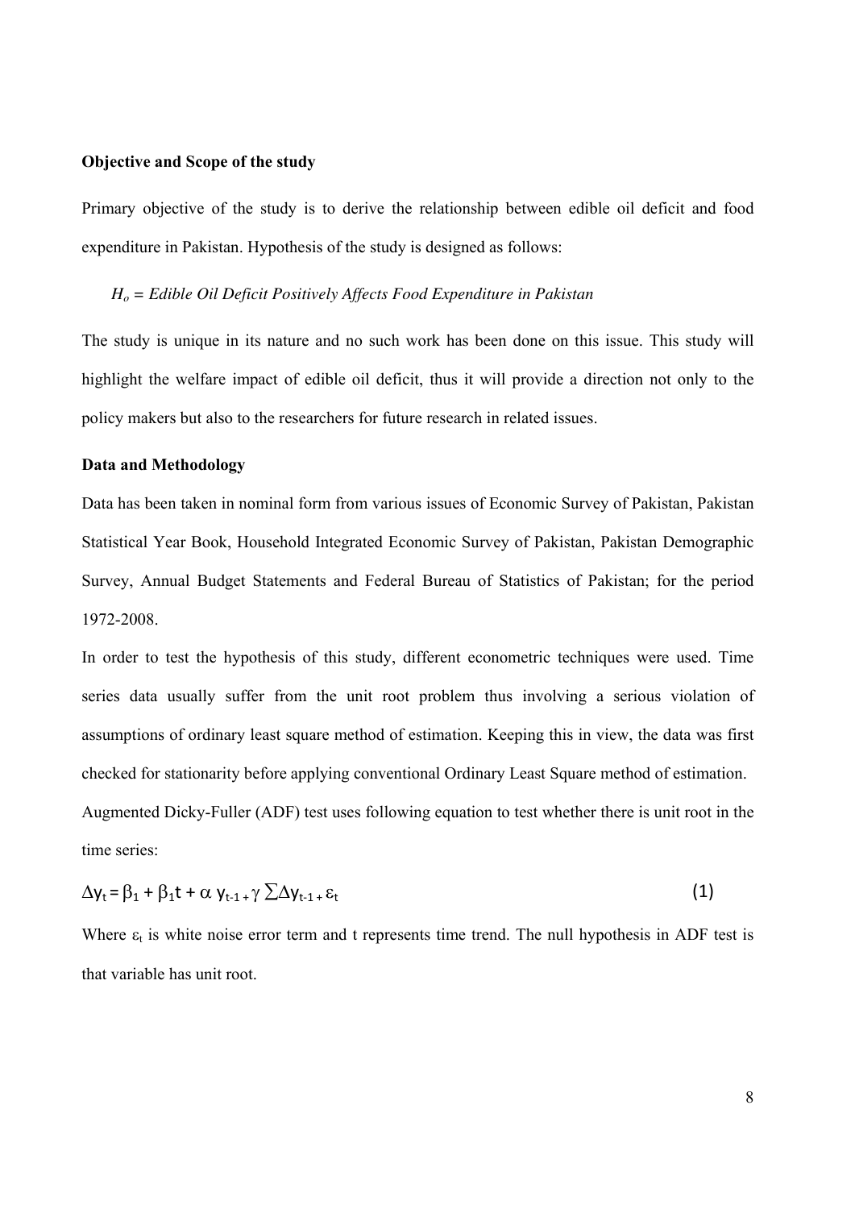**Objective and Scope of the study**

Primary objective of the study is to derive the relationship between edible oil deficit and food expenditure in Pakistan. Hypothesis of the study is designed as follows:

*$H_o$ = Edible Oil Deficit Positively Affects Food Expenditure in Pakistan*

The study is unique in its nature and no such work has been done on this issue. This study will highlight the welfare impact of edible oil deficit, thus it will provide a direction not only to the policy makers but also to the researchers for future research in related issues.

**Data and Methodology**

Data has been taken in nominal form from various issues of Economic Survey of Pakistan, Pakistan Statistical Year Book, Household Integrated Economic Survey of Pakistan, Pakistan Demographic Survey, Annual Budget Statements and Federal Bureau of Statistics of Pakistan; for the period 1972-2008.

In order to test the hypothesis of this study, different econometric techniques were used. Time series data usually suffer from the unit root problem thus involving a serious violation of assumptions of ordinary least square method of estimation. Keeping this in view, the data was first checked for stationarity before applying conventional Ordinary Least Square method of estimation.

Augmented Dicky-Fuller (ADF) test uses following equation to test whether there is unit root in the time series:

$$\Delta y_t = \beta_1 + \beta_1 t + \alpha \, y_{t-1} + \gamma \sum \Delta y_{t-1} + \varepsilon_t \tag{1}$$

Where $\varepsilon_t$ is white noise error term and t represents time trend. The null hypothesis in ADF test is that variable has unit root.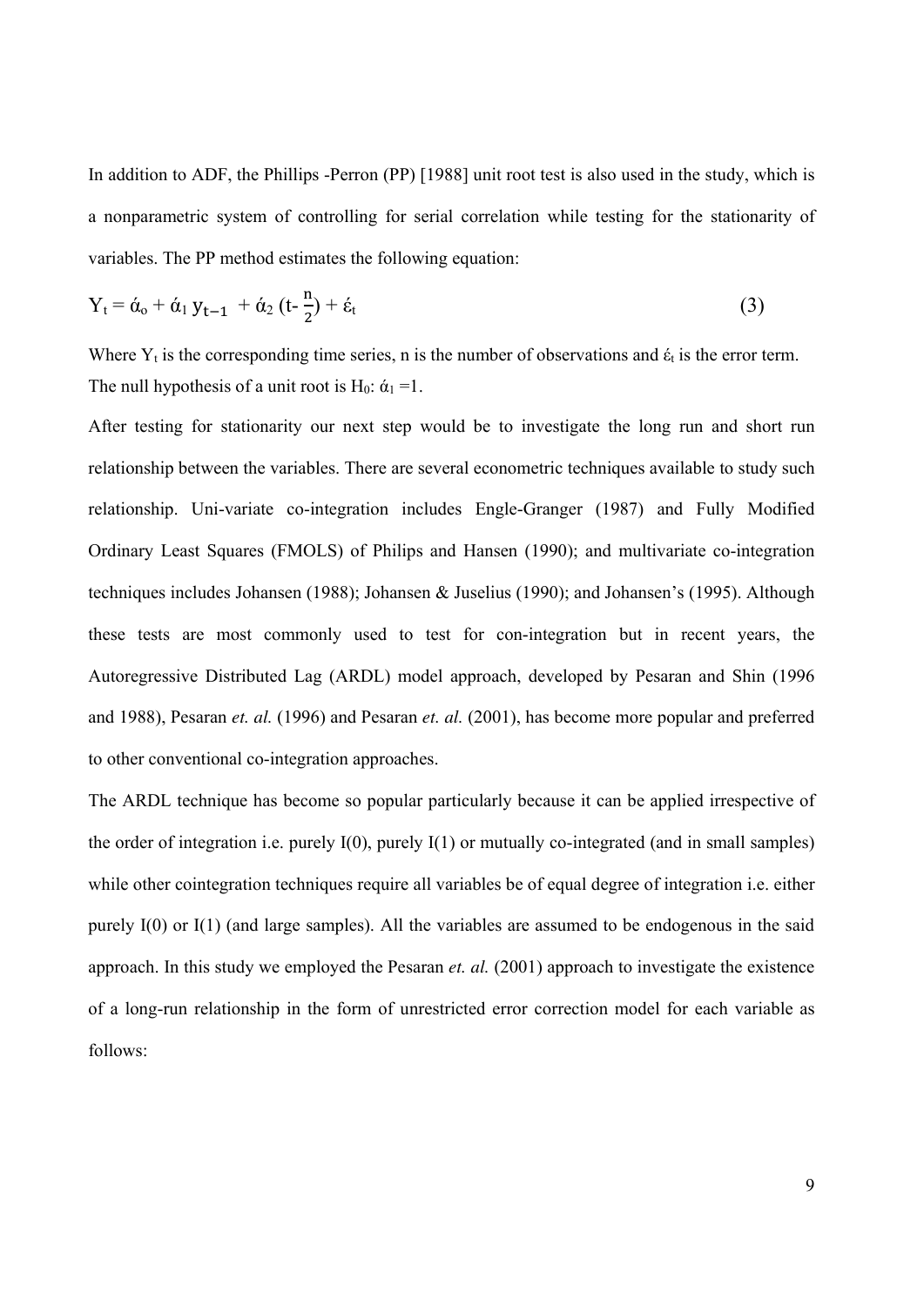In addition to ADF, the Phillips -Perron (PP) [1988] unit root test is also used in the study, which is a nonparametric system of controlling for serial correlation while testing for the stationarity of variables. The PP method estimates the following equation:

$$Y_t = ά_o + ά_1 y_{t-1} + ά_2 (t- \frac{n}{2}) + έ_t \quad (3)$$

Where $Y_t$ is the corresponding time series, n is the number of observations and $έ_t$ is the error term. The null hypothesis of a unit root is $H_0$: $ά_1 =1$.

After testing for stationarity our next step would be to investigate the long run and short run relationship between the variables. There are several econometric techniques available to study such relationship. Uni-variate co-integration includes Engle-Granger (1987) and Fully Modified Ordinary Least Squares (FMOLS) of Philips and Hansen (1990); and multivariate co-integration techniques includes Johansen (1988); Johansen & Juselius (1990); and Johansen's (1995). Although these tests are most commonly used to test for con-integration but in recent years, the Autoregressive Distributed Lag (ARDL) model approach, developed by Pesaran and Shin (1996 and 1988), Pesaran *et. al.* (1996) and Pesaran *et. al.* (2001), has become more popular and preferred to other conventional co-integration approaches.

The ARDL technique has become so popular particularly because it can be applied irrespective of the order of integration i.e. purely I(0), purely I(1) or mutually co-integrated (and in small samples) while other cointegration techniques require all variables be of equal degree of integration i.e. either purely I(0) or I(1) (and large samples). All the variables are assumed to be endogenous in the said approach. In this study we employed the Pesaran *et. al.* (2001) approach to investigate the existence of a long-run relationship in the form of unrestricted error correction model for each variable as follows: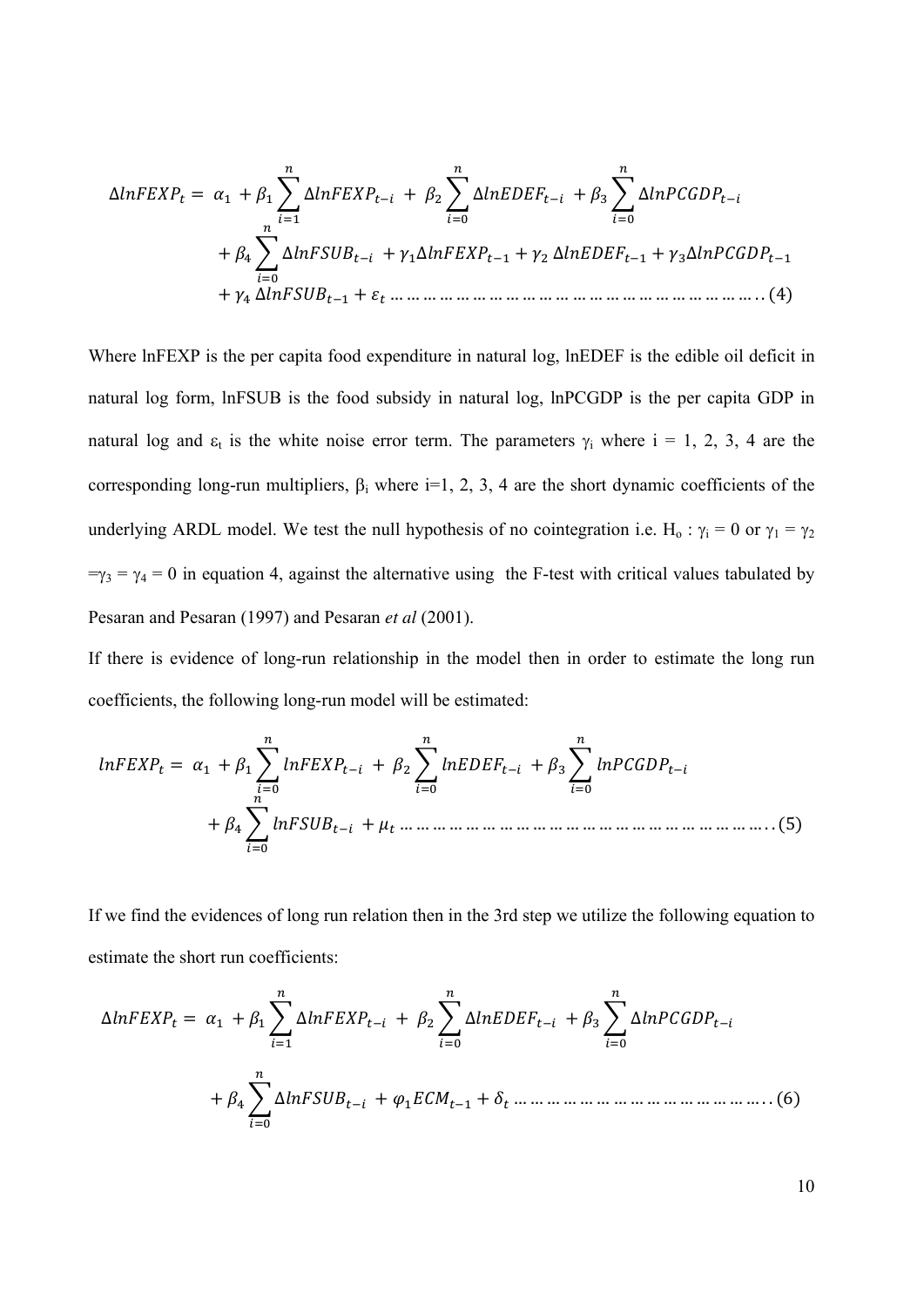$$\Delta lnFEXP_t = \alpha_1 + \beta_1 \sum_{i=1}^{n} \Delta lnFEXP_{t-i} + \beta_2 \sum_{i=0}^{n} \Delta lnEDEF_{t-i} + \beta_3 \sum_{i=0}^{n} \Delta lnPCGDP_{t-i} + \beta_4 \sum_{i=0}^{n} \Delta lnFSUB_{t-i} + \gamma_1 \Delta lnFEXP_{t-1} + \gamma_2 \Delta lnEDEF_{t-1} + \gamma_3 \Delta lnPCGDP_{t-1} + \gamma_4 \Delta lnFSUB_{t-1} + \varepsilon_t \quad \ldots (4)$$

Where lnFEXP is the per capita food expenditure in natural log, lnEDEF is the edible oil deficit in natural log form, lnFSUB is the food subsidy in natural log, lnPCGDP is the per capita GDP in natural log and $\varepsilon_t$ is the white noise error term. The parameters $\gamma_i$ where i = 1, 2, 3, 4 are the corresponding long-run multipliers, $\beta_i$ where i=1, 2, 3, 4 are the short dynamic coefficients of the underlying ARDL model. We test the null hypothesis of no cointegration i.e. $H_o : \gamma_i = 0$ or $\gamma_1 = \gamma_2 = \gamma_3 = \gamma_4 = 0$ in equation 4, against the alternative using the F-test with critical values tabulated by Pesaran and Pesaran (1997) and Pesaran *et al* (2001).

If there is evidence of long-run relationship in the model then in order to estimate the long run coefficients, the following long-run model will be estimated:

$$lnFEXP_t = \alpha_1 + \beta_1 \sum_{i=0}^{n} lnFEXP_{t-i} + \beta_2 \sum_{i=0}^{n} lnEDEF_{t-i} + \beta_3 \sum_{i=0}^{n} lnPCGDP_{t-i} + \beta_4 \sum_{i=0}^{n} lnFSUB_{t-i} + \mu_t \quad \ldots (5)$$

If we find the evidences of long run relation then in the 3rd step we utilize the following equation to estimate the short run coefficients:

$$\Delta lnFEXP_t = \alpha_1 + \beta_1 \sum_{i=1}^{n} \Delta lnFEXP_{t-i} + \beta_2 \sum_{i=0}^{n} \Delta lnEDEF_{t-i} + \beta_3 \sum_{i=0}^{n} \Delta lnPCGDP_{t-i} + \beta_4 \sum_{i=0}^{n} \Delta lnFSUB_{t-i} + \varphi_1 ECM_{t-1} + \delta_t \quad \ldots (6)$$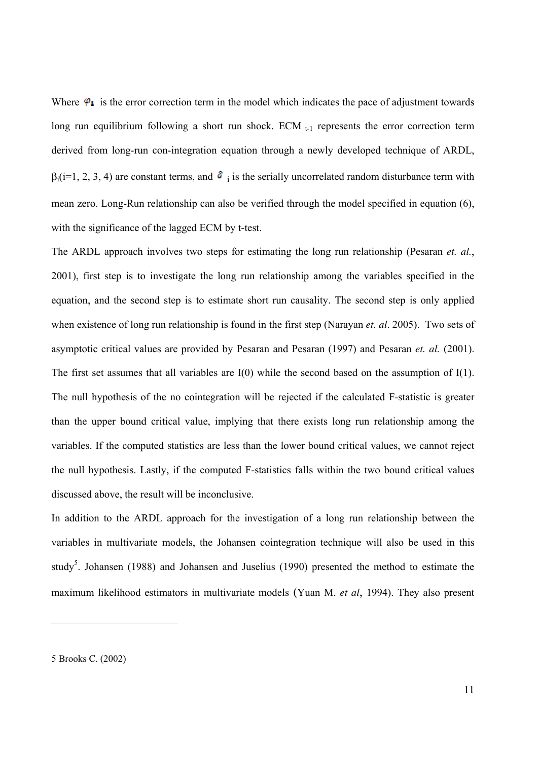Where $\varphi_1$ is the error correction term in the model which indicates the pace of adjustment towards long run equilibrium following a short run shock. ECM $_{t-1}$ represents the error correction term derived from long-run con-integration equation through a newly developed technique of ARDL, $\beta_i(i=1, 2, 3, 4)$ are constant terms, and $\varepsilon_i$ is the serially uncorrelated random disturbance term with mean zero. Long-Run relationship can also be verified through the model specified in equation (6), with the significance of the lagged ECM by t-test.

The ARDL approach involves two steps for estimating the long run relationship (Pesaran *et. al.*, 2001), first step is to investigate the long run relationship among the variables specified in the equation, and the second step is to estimate short run causality. The second step is only applied when existence of long run relationship is found in the first step (Narayan *et. al*. 2005). Two sets of asymptotic critical values are provided by Pesaran and Pesaran (1997) and Pesaran *et. al.* (2001). The first set assumes that all variables are I(0) while the second based on the assumption of I(1). The null hypothesis of the no cointegration will be rejected if the calculated F-statistic is greater than the upper bound critical value, implying that there exists long run relationship among the variables. If the computed statistics are less than the lower bound critical values, we cannot reject the null hypothesis. Lastly, if the computed F-statistics falls within the two bound critical values discussed above, the result will be inconclusive.

In addition to the ARDL approach for the investigation of a long run relationship between the variables in multivariate models, the Johansen cointegration technique will also be used in this study[5]. Johansen (1988) and Johansen and Juselius (1990) presented the method to estimate the maximum likelihood estimators in multivariate models (Yuan M. *et al*, 1994). They also present

---

5 Brooks C. (2002)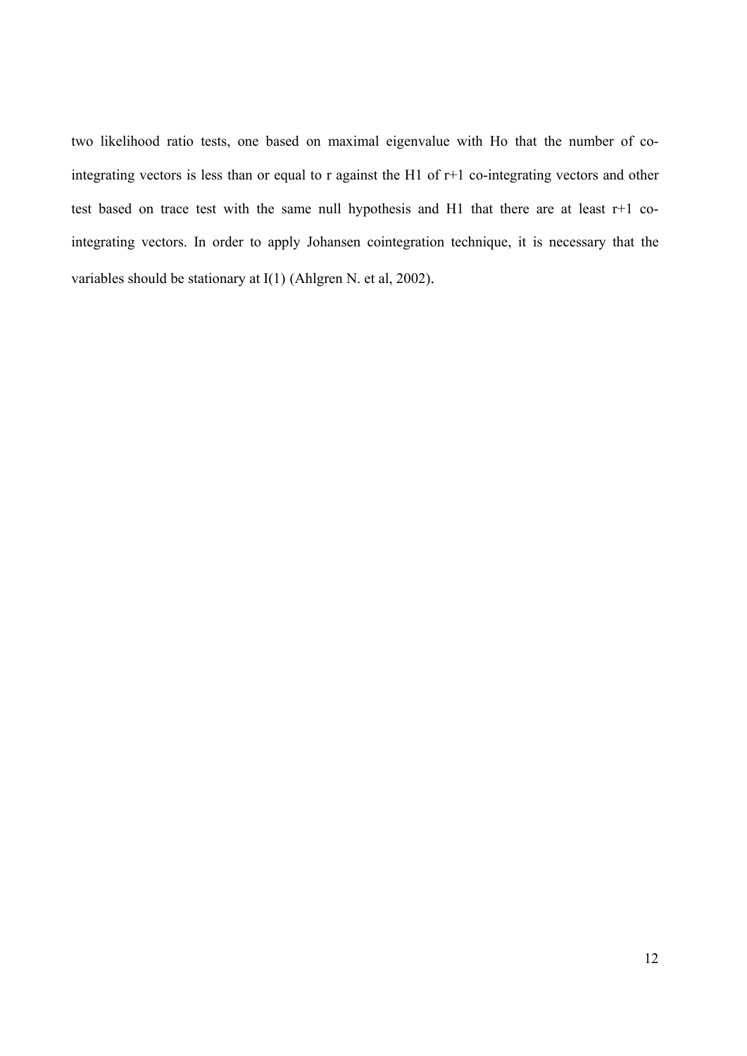two likelihood ratio tests, one based on maximal eigenvalue with Ho that the number of co-integrating vectors is less than or equal to r against the H1 of r+1 co-integrating vectors and other test based on trace test with the same null hypothesis and H1 that there are at least r+1 co-integrating vectors. In order to apply Johansen cointegration technique, it is necessary that the variables should be stationary at I(1) (Ahlgren N. et al, 2002).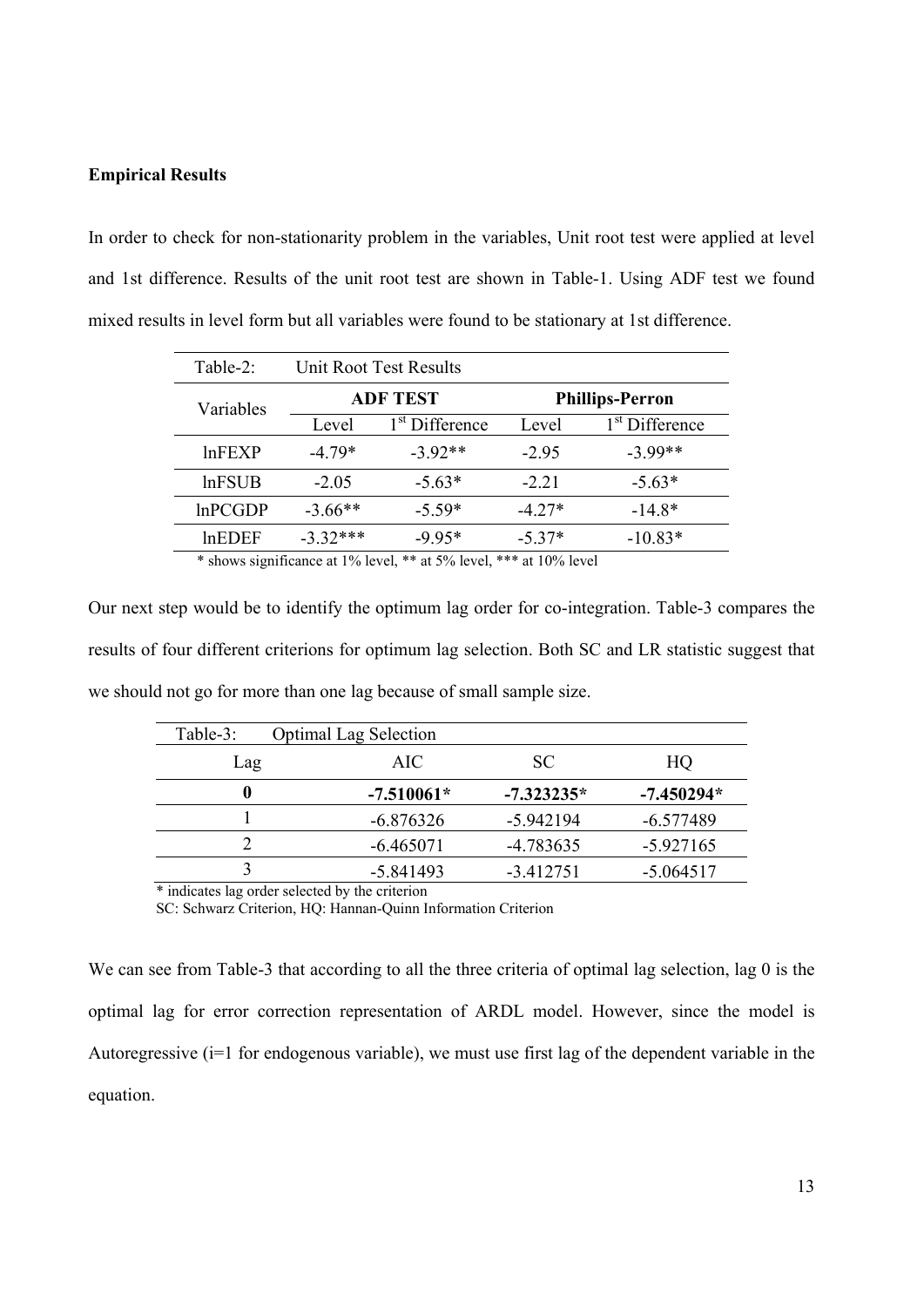**Empirical Results**

In order to check for non-stationarity problem in the variables, Unit root test were applied at level and 1st difference. Results of the unit root test are shown in Table-1. Using ADF test we found mixed results in level form but all variables were found to be stationary at 1st difference.

Table-2: Unit Root Test Results

| Variables | ADF TEST | | Phillips-Perron | |
|---|---|---|---|---|
| | Level | 1st Difference | Level | 1st Difference |
| lnFEXP | -4.79* | -3.92** | -2.95 | -3.99** |
| lnFSUB | -2.05 | -5.63* | -2.21 | -5.63* |
| lnPCGDP | -3.66** | -5.59* | -4.27* | -14.8* |
| lnEDEF | -3.32*** | -9.95* | -5.37* | -10.83* |

* shows significance at 1% level, ** at 5% level, *** at 10% level

Our next step would be to identify the optimum lag order for co-integration. Table-3 compares the results of four different criterions for optimum lag selection. Both SC and LR statistic suggest that we should not go for more than one lag because of small sample size.

Table-3: Optimal Lag Selection

| Lag | AIC | SC | HQ |
|---|---|---|---|
| **0** | **-7.510061*** | **-7.323235*** | **-7.450294*** |
| 1 | -6.876326 | -5.942194 | -6.577489 |
| 2 | -6.465071 | -4.783635 | -5.927165 |
| 3 | -5.841493 | -3.412751 | -5.064517 |

* indicates lag order selected by the criterion
SC: Schwarz Criterion, HQ: Hannan-Quinn Information Criterion

We can see from Table-3 that according to all the three criteria of optimal lag selection, lag 0 is the optimal lag for error correction representation of ARDL model. However, since the model is Autoregressive ($i=1$ for endogenous variable), we must use first lag of the dependent variable in the equation.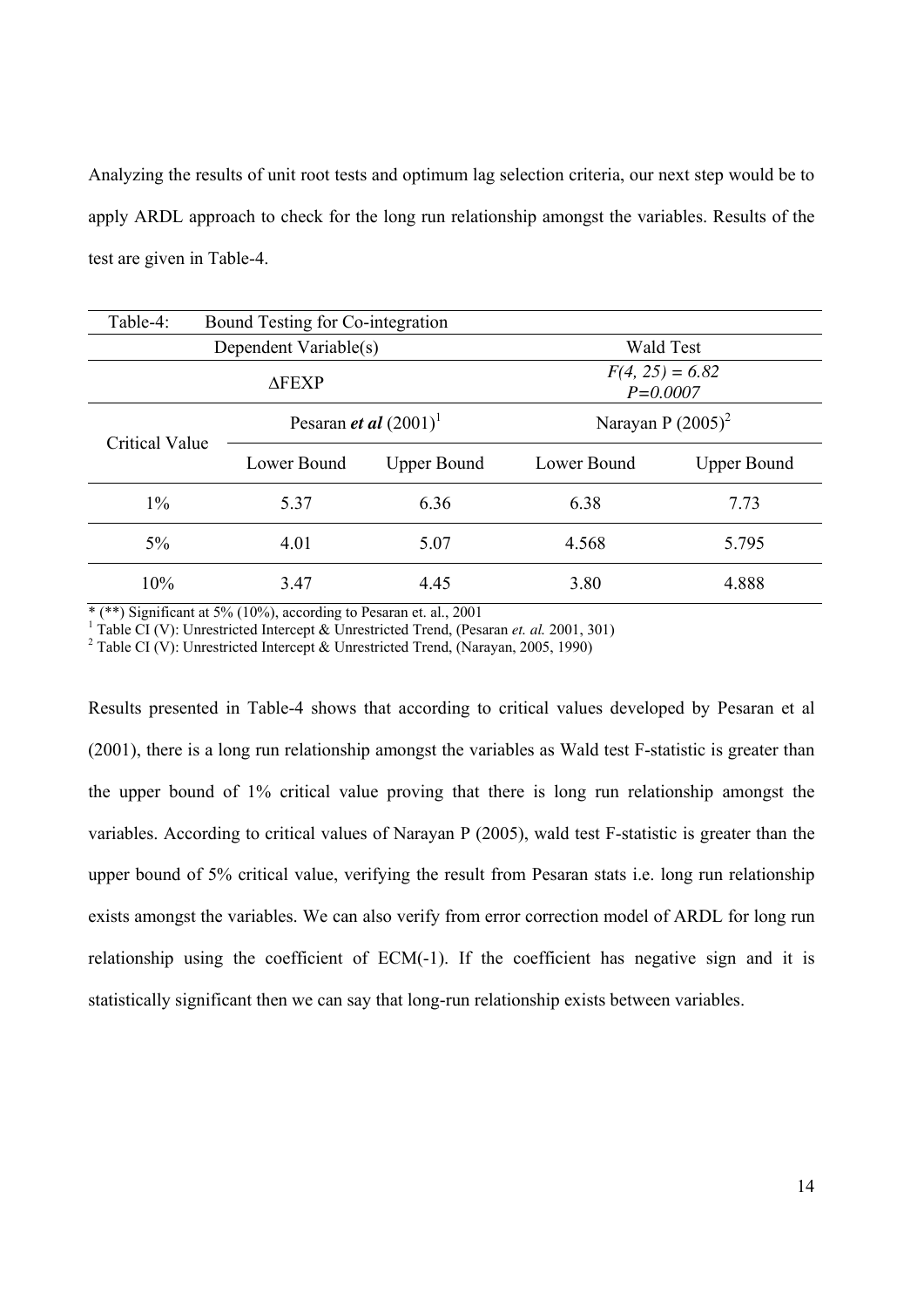Analyzing the results of unit root tests and optimum lag selection criteria, our next step would be to apply ARDL approach to check for the long run relationship amongst the variables. Results of the test are given in Table-4.

Table-4: Bound Testing for Co-integration

| Dependent Variable(s) | | | Wald Test | |
|---|---|---|---|---|
| ΔFEXP | | | $F(4, 25) = 6.82$ $P=0.0007$ | |
| Critical Value | Pesaran ***et al*** (2001)[1] | | Narayan P (2005)[2] | |
| | Lower Bound | Upper Bound | Lower Bound | Upper Bound |
| 1% | 5.37 | 6.36 | 6.38 | 7.73 |
| 5% | 4.01 | 5.07 | 4.568 | 5.795 |
| 10% | 3.47 | 4.45 | 3.80 | 4.888 |

\* (\*\*) Significant at 5% (10%), according to Pesaran et. al., 2001

[1] Table CI (V): Unrestricted Intercept & Unrestricted Trend, (Pesaran *et. al.* 2001, 301)

[2] Table CI (V): Unrestricted Intercept & Unrestricted Trend, (Narayan, 2005, 1990)

Results presented in Table-4 shows that according to critical values developed by Pesaran et al (2001), there is a long run relationship amongst the variables as Wald test F-statistic is greater than the upper bound of 1% critical value proving that there is long run relationship amongst the variables. According to critical values of Narayan P (2005), wald test F-statistic is greater than the upper bound of 5% critical value, verifying the result from Pesaran stats i.e. long run relationship exists amongst the variables. We can also verify from error correction model of ARDL for long run relationship using the coefficient of ECM(-1). If the coefficient has negative sign and it is statistically significant then we can say that long-run relationship exists between variables.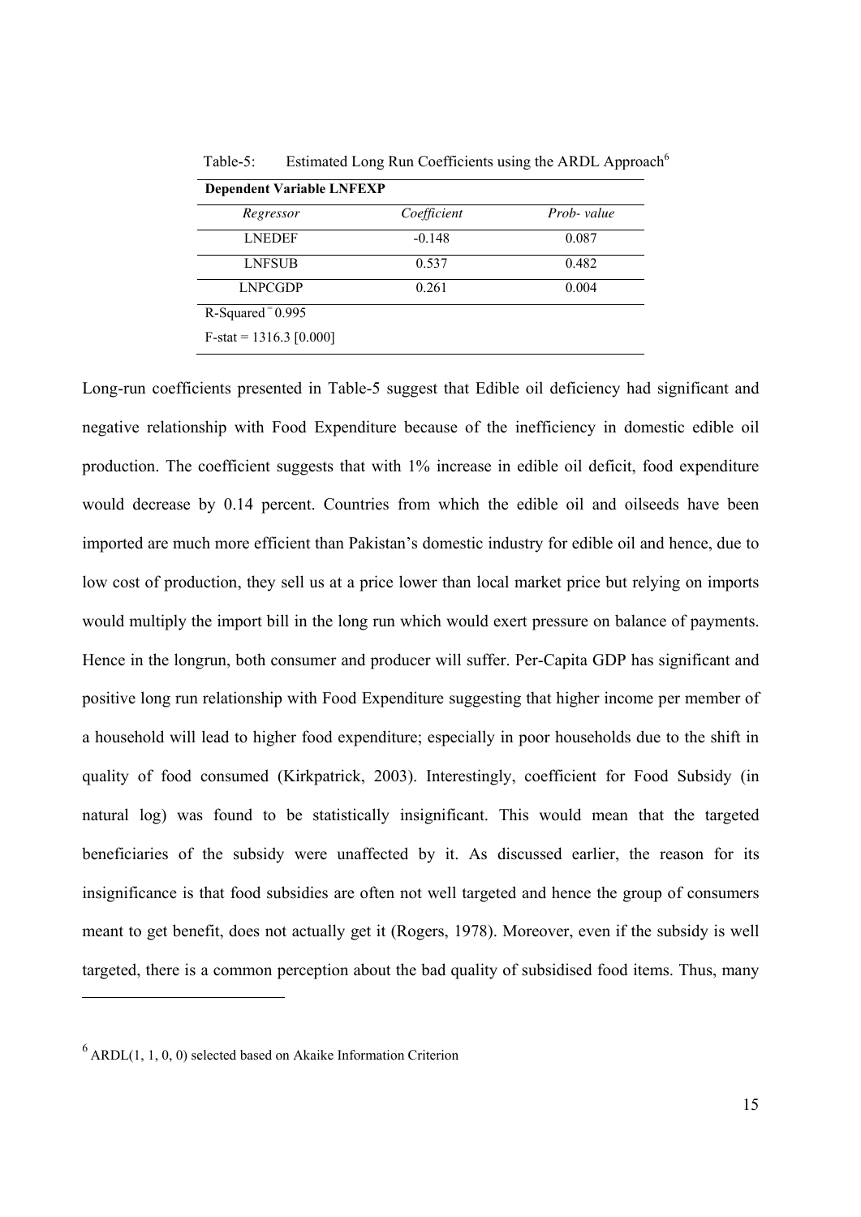Table-5: Estimated Long Run Coefficients using the ARDL Approach[6]

| Dependent Variable LNFEXP | | |
|---|---|---|
| *Regressor* | *Coefficient* | *Prob- value* |
| LNEDEF | -0.148 | 0.087 |
| LNFSUB | 0.537 | 0.482 |
| LNPCGDP | 0.261 | 0.004 |
| R-Squared = 0.995 | | |
| F-stat = 1316.3 [0.000] | | |

Long-run coefficients presented in Table-5 suggest that Edible oil deficiency had significant and negative relationship with Food Expenditure because of the inefficiency in domestic edible oil production. The coefficient suggests that with 1% increase in edible oil deficit, food expenditure would decrease by 0.14 percent. Countries from which the edible oil and oilseeds have been imported are much more efficient than Pakistan's domestic industry for edible oil and hence, due to low cost of production, they sell us at a price lower than local market price but relying on imports would multiply the import bill in the long run which would exert pressure on balance of payments. Hence in the longrun, both consumer and producer will suffer. Per-Capita GDP has significant and positive long run relationship with Food Expenditure suggesting that higher income per member of a household will lead to higher food expenditure; especially in poor households due to the shift in quality of food consumed (Kirkpatrick, 2003). Interestingly, coefficient for Food Subsidy (in natural log) was found to be statistically insignificant. This would mean that the targeted beneficiaries of the subsidy were unaffected by it. As discussed earlier, the reason for its insignificance is that food subsidies are often not well targeted and hence the group of consumers meant to get benefit, does not actually get it (Rogers, 1978). Moreover, even if the subsidy is well targeted, there is a common perception about the bad quality of subsidised food items. Thus, many

[6] ARDL(1, 1, 0, 0) selected based on Akaike Information Criterion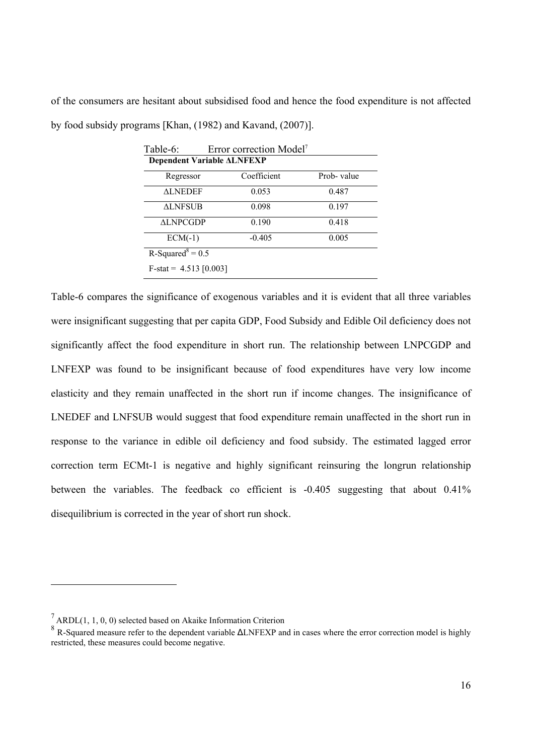of the consumers are hesitant about subsidised food and hence the food expenditure is not affected by food subsidy programs [Khan, (1982) and Kavand, (2007)].

Table-6: Error correction Model[7]

| Dependent Variable ΔLNFEXP | | |
|---|---|---|
| Regressor | Coefficient | Prob- value |
| ΔLNEDEF | 0.053 | 0.487 |
| ΔLNFSUB | 0.098 | 0.197 |
| ΔLNPCGDP | 0.190 | 0.418 |
| ECM(-1) | -0.405 | 0.005 |
| R-Squared[8] = 0.5 | | |
| F-stat = 4.513 [0.003] | | |

Table-6 compares the significance of exogenous variables and it is evident that all three variables were insignificant suggesting that per capita GDP, Food Subsidy and Edible Oil deficiency does not significantly affect the food expenditure in short run. The relationship between LNPCGDP and LNFEXP was found to be insignificant because of food expenditures have very low income elasticity and they remain unaffected in the short run if income changes. The insignificance of LNEDEF and LNFSUB would suggest that food expenditure remain unaffected in the short run in response to the variance in edible oil deficiency and food subsidy. The estimated lagged error correction term ECMt-1 is negative and highly significant reinsuring the longrun relationship between the variables. The feedback co efficient is -0.405 suggesting that about 0.41% disequilibrium is corrected in the year of short run shock.

[7] ARDL(1, 1, 0, 0) selected based on Akaike Information Criterion

[8] R-Squared measure refer to the dependent variable ΔLNFEXP and in cases where the error correction model is highly restricted, these measures could become negative.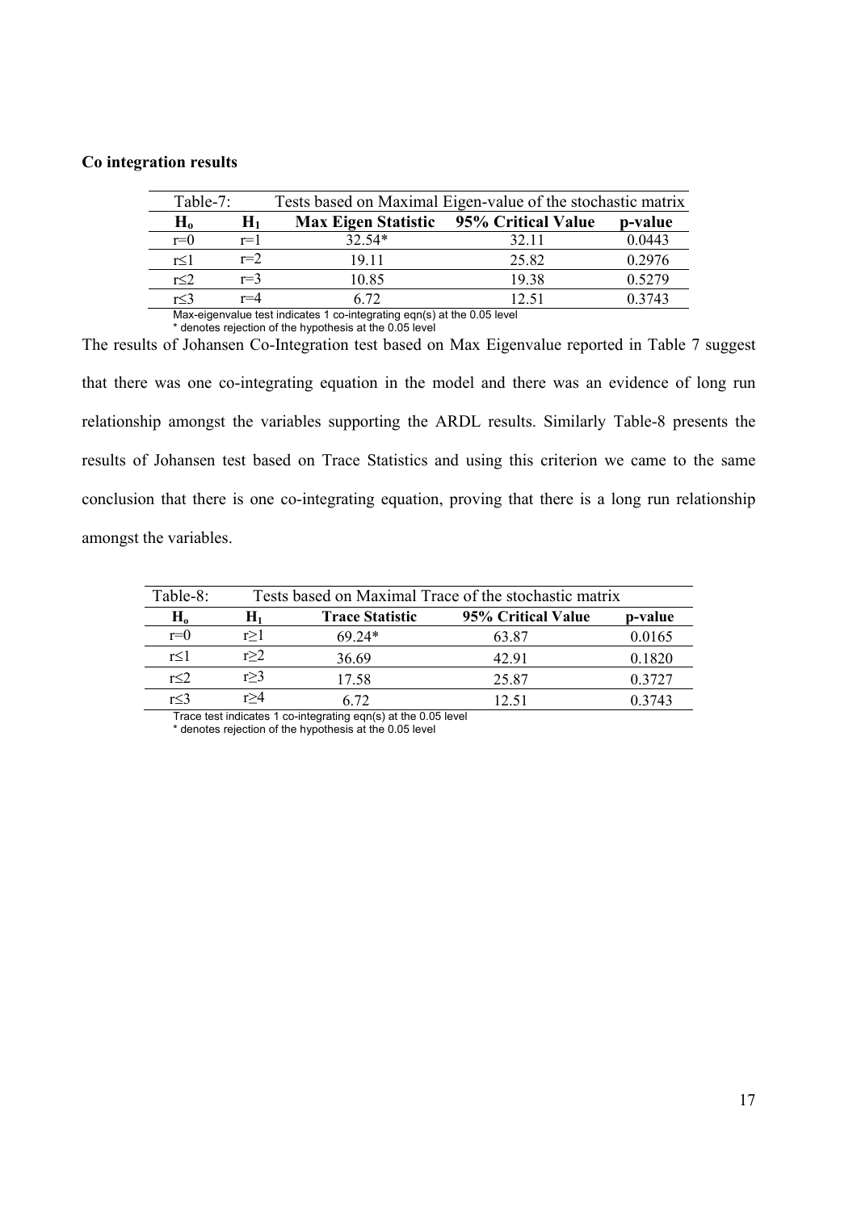**Co integration results**

| Table-7: | | Tests based on Maximal Eigen-value of the stochastic matrix | | |
|---|---|---|---|---|
| **$H_o$** | **$H_1$** | **Max Eigen Statistic** | **95% Critical Value** | **p-value** |
| r=0 | r=1 | 32.54* | 32.11 | 0.0443 |
| r≤1 | r=2 | 19.11 | 25.82 | 0.2976 |
| r≤2 | r=3 | 10.85 | 19.38 | 0.5279 |
| r≤3 | r=4 | 6.72 | 12.51 | 0.3743 |

Max-eigenvalue test indicates 1 co-integrating eqn(s) at the 0.05 level
* denotes rejection of the hypothesis at the 0.05 level

The results of Johansen Co-Integration test based on Max Eigenvalue reported in Table 7 suggest that there was one co-integrating equation in the model and there was an evidence of long run relationship amongst the variables supporting the ARDL results. Similarly Table-8 presents the results of Johansen test based on Trace Statistics and using this criterion we came to the same conclusion that there is one co-integrating equation, proving that there is a long run relationship amongst the variables.

| Table-8: | | Tests based on Maximal Trace of the stochastic matrix | | |
|---|---|---|---|---|
| **$H_o$** | **$H_1$** | **Trace Statistic** | **95% Critical Value** | **p-value** |
| r=0 | r≥1 | 69.24* | 63.87 | 0.0165 |
| r≤1 | r≥2 | 36.69 | 42.91 | 0.1820 |
| r≤2 | r≥3 | 17.58 | 25.87 | 0.3727 |
| r≤3 | r≥4 | 6.72 | 12.51 | 0.3743 |

Trace test indicates 1 co-integrating eqn(s) at the 0.05 level
* denotes rejection of the hypothesis at the 0.05 level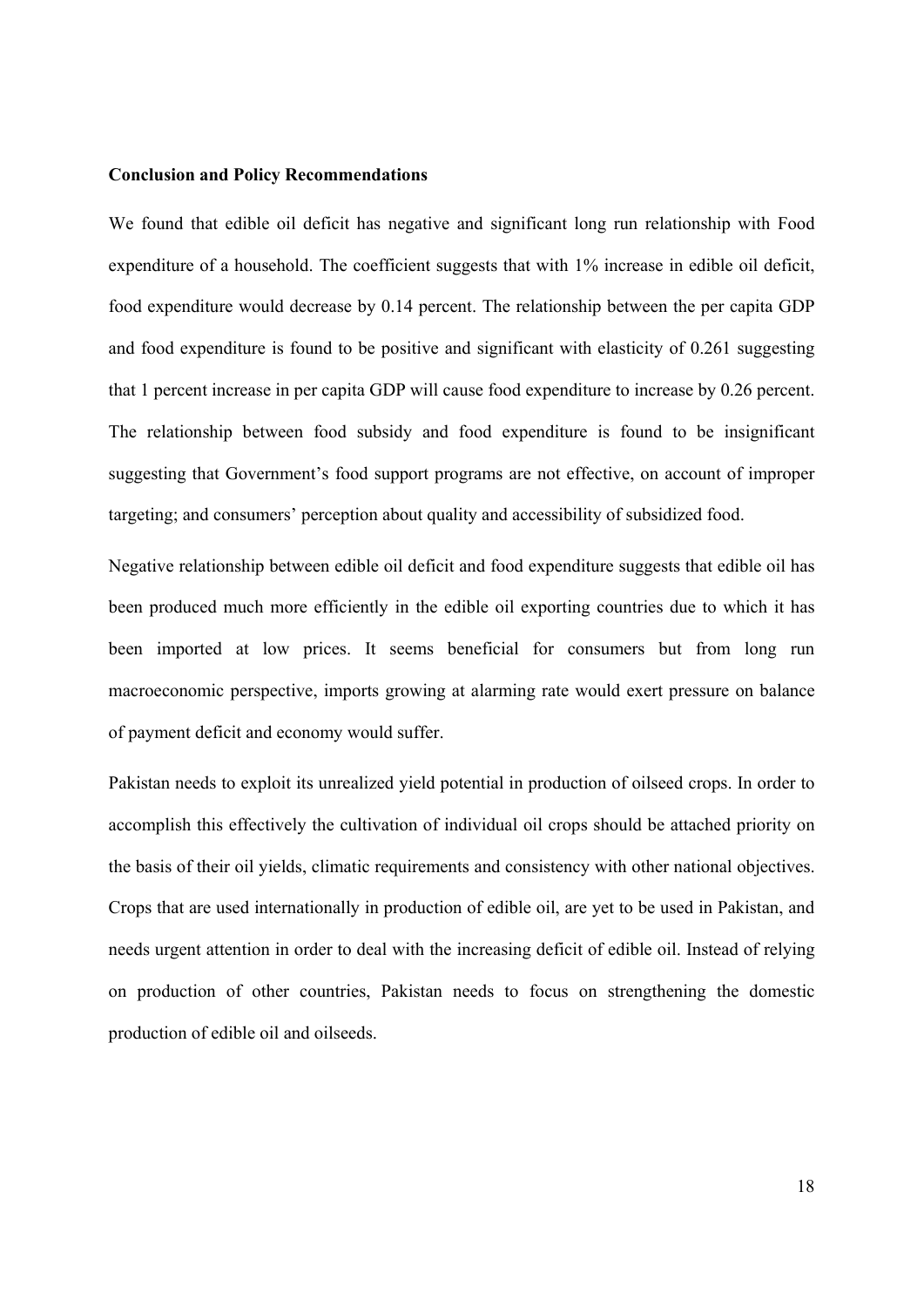**Conclusion and Policy Recommendations**

We found that edible oil deficit has negative and significant long run relationship with Food expenditure of a household. The coefficient suggests that with 1% increase in edible oil deficit, food expenditure would decrease by 0.14 percent. The relationship between the per capita GDP and food expenditure is found to be positive and significant with elasticity of 0.261 suggesting that 1 percent increase in per capita GDP will cause food expenditure to increase by 0.26 percent. The relationship between food subsidy and food expenditure is found to be insignificant suggesting that Government's food support programs are not effective, on account of improper targeting; and consumers' perception about quality and accessibility of subsidized food.

Negative relationship between edible oil deficit and food expenditure suggests that edible oil has been produced much more efficiently in the edible oil exporting countries due to which it has been imported at low prices. It seems beneficial for consumers but from long run macroeconomic perspective, imports growing at alarming rate would exert pressure on balance of payment deficit and economy would suffer.

Pakistan needs to exploit its unrealized yield potential in production of oilseed crops. In order to accomplish this effectively the cultivation of individual oil crops should be attached priority on the basis of their oil yields, climatic requirements and consistency with other national objectives. Crops that are used internationally in production of edible oil, are yet to be used in Pakistan, and needs urgent attention in order to deal with the increasing deficit of edible oil. Instead of relying on production of other countries, Pakistan needs to focus on strengthening the domestic production of edible oil and oilseeds.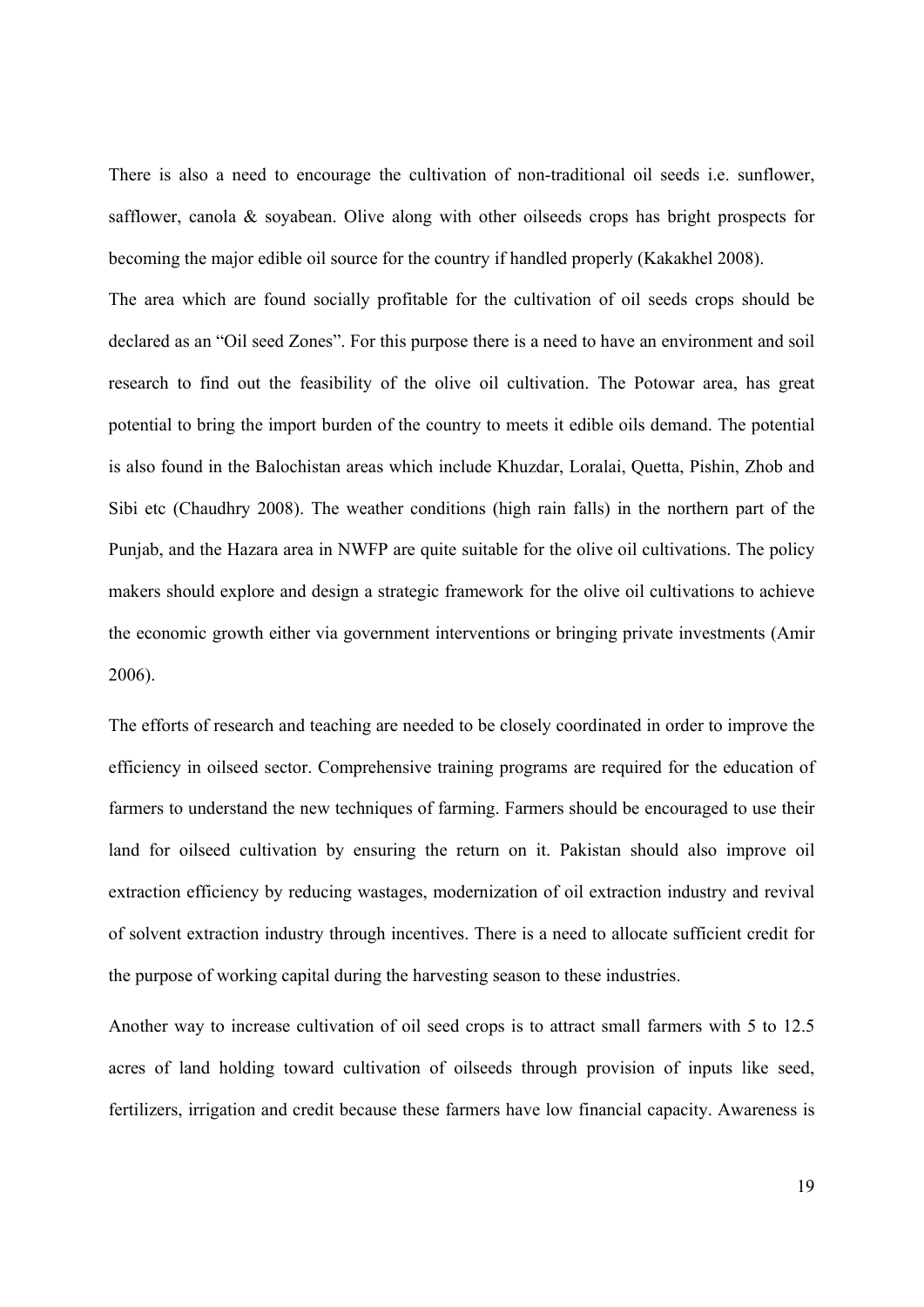There is also a need to encourage the cultivation of non-traditional oil seeds i.e. sunflower, safflower, canola & soyabean. Olive along with other oilseeds crops has bright prospects for becoming the major edible oil source for the country if handled properly (Kakakhel 2008).

The area which are found socially profitable for the cultivation of oil seeds crops should be declared as an "Oil seed Zones". For this purpose there is a need to have an environment and soil research to find out the feasibility of the olive oil cultivation. The Potowar area, has great potential to bring the import burden of the country to meets it edible oils demand. The potential is also found in the Balochistan areas which include Khuzdar, Loralai, Quetta, Pishin, Zhob and Sibi etc (Chaudhry 2008). The weather conditions (high rain falls) in the northern part of the Punjab, and the Hazara area in NWFP are quite suitable for the olive oil cultivations. The policy makers should explore and design a strategic framework for the olive oil cultivations to achieve the economic growth either via government interventions or bringing private investments (Amir 2006).

The efforts of research and teaching are needed to be closely coordinated in order to improve the efficiency in oilseed sector. Comprehensive training programs are required for the education of farmers to understand the new techniques of farming. Farmers should be encouraged to use their land for oilseed cultivation by ensuring the return on it. Pakistan should also improve oil extraction efficiency by reducing wastages, modernization of oil extraction industry and revival of solvent extraction industry through incentives. There is a need to allocate sufficient credit for the purpose of working capital during the harvesting season to these industries.

Another way to increase cultivation of oil seed crops is to attract small farmers with 5 to 12.5 acres of land holding toward cultivation of oilseeds through provision of inputs like seed, fertilizers, irrigation and credit because these farmers have low financial capacity. Awareness is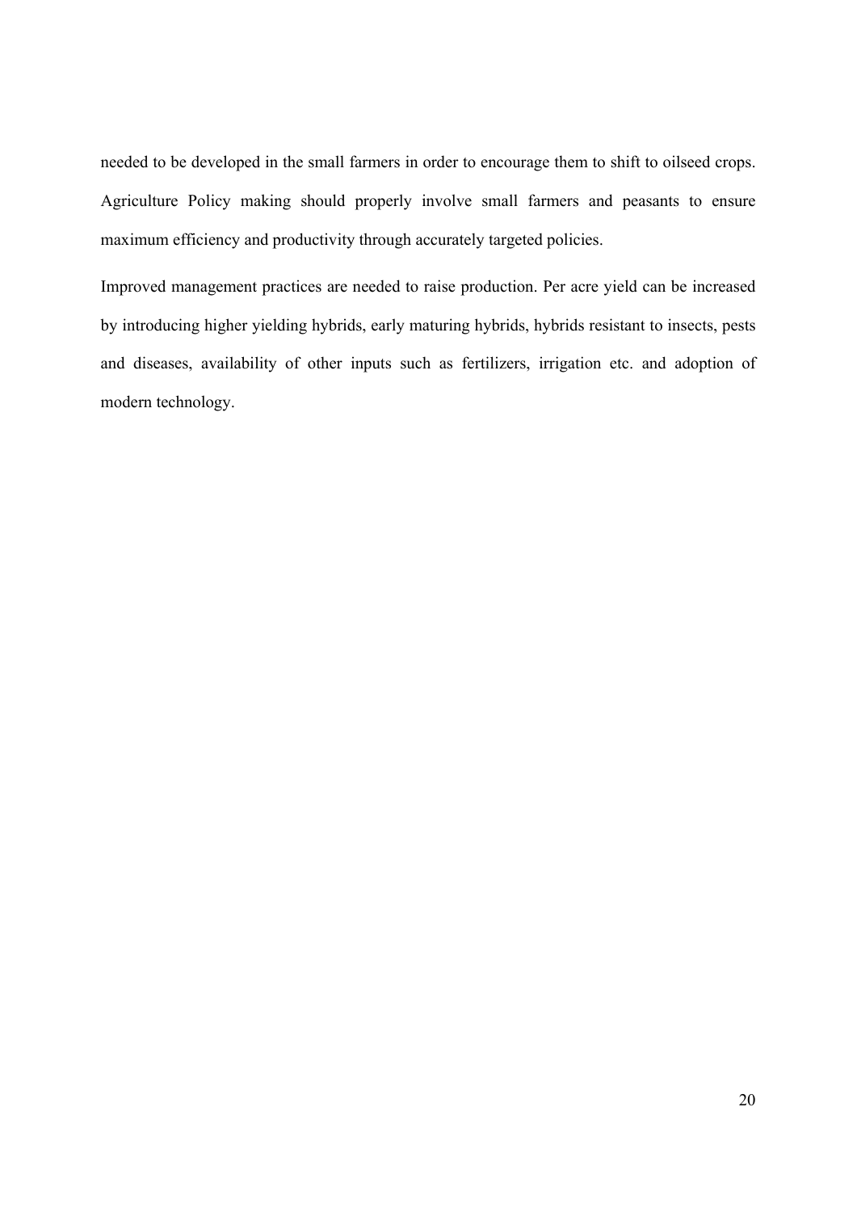needed to be developed in the small farmers in order to encourage them to shift to oilseed crops. Agriculture Policy making should properly involve small farmers and peasants to ensure maximum efficiency and productivity through accurately targeted policies.

Improved management practices are needed to raise production. Per acre yield can be increased by introducing higher yielding hybrids, early maturing hybrids, hybrids resistant to insects, pests and diseases, availability of other inputs such as fertilizers, irrigation etc. and adoption of modern technology.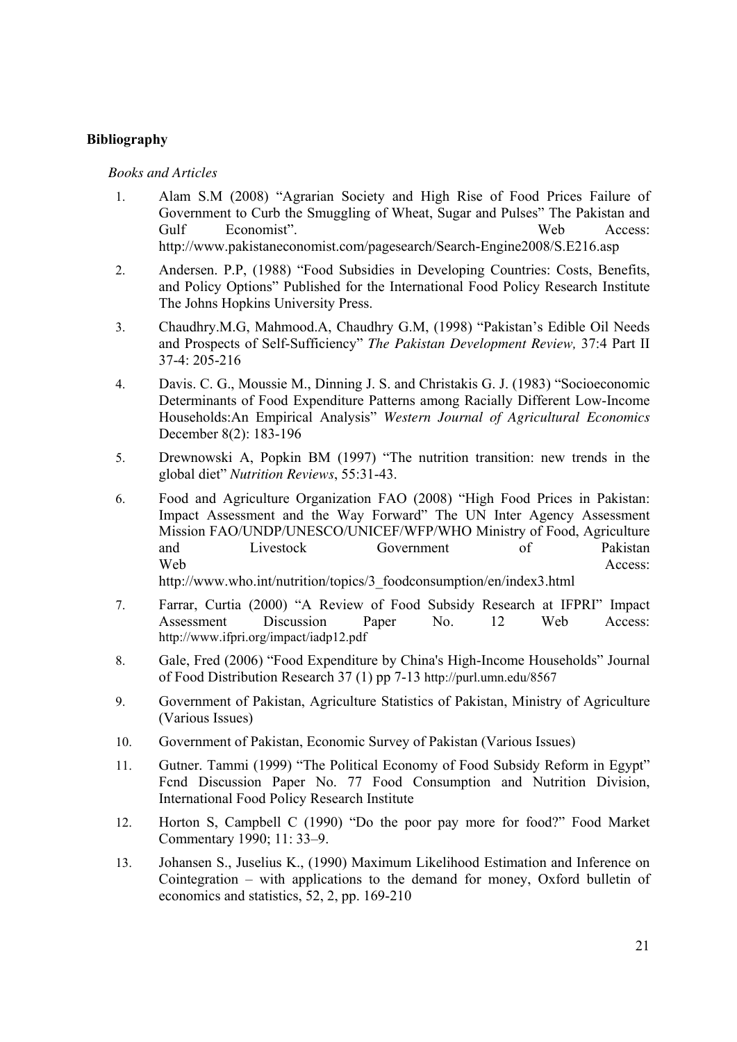**Bibliography**

*Books and Articles*

1. Alam S.M (2008) "Agrarian Society and High Rise of Food Prices Failure of Government to Curb the Smuggling of Wheat, Sugar and Pulses" The Pakistan and Gulf Economist". Web Access: http://www.pakistaneconomist.com/pagesearch/Search-Engine2008/S.E216.asp
2. Andersen. P.P, (1988) "Food Subsidies in Developing Countries: Costs, Benefits, and Policy Options" Published for the International Food Policy Research Institute The Johns Hopkins University Press.
3. Chaudhry.M.G, Mahmood.A, Chaudhry G.M, (1998) "Pakistan's Edible Oil Needs and Prospects of Self-Sufficiency" *The Pakistan Development Review,* 37:4 Part II 37-4: 205-216
4. Davis. C. G., Moussie M., Dinning J. S. and Christakis G. J. (1983) "Socioeconomic Determinants of Food Expenditure Patterns among Racially Different Low-Income Households:An Empirical Analysis" *Western Journal of Agricultural Economics* December 8(2): 183-196
5. Drewnowski A, Popkin BM (1997) "The nutrition transition: new trends in the global diet" *Nutrition Reviews*, 55:31-43.
6. Food and Agriculture Organization FAO (2008) "High Food Prices in Pakistan: Impact Assessment and the Way Forward" The UN Inter Agency Assessment Mission FAO/UNDP/UNESCO/UNICEF/WFP/WHO Ministry of Food, Agriculture and Livestock Government of Pakistan Web Access: http://www.who.int/nutrition/topics/3_foodconsumption/en/index3.html
7. Farrar, Curtia (2000) "A Review of Food Subsidy Research at IFPRI" Impact Assessment Discussion Paper No. 12 Web Access: http://www.ifpri.org/impact/iadp12.pdf
8. Gale, Fred (2006) "Food Expenditure by China's High-Income Households" Journal of Food Distribution Research 37 (1) pp 7-13 http://purl.umn.edu/8567
9. Government of Pakistan, Agriculture Statistics of Pakistan, Ministry of Agriculture (Various Issues)
10. Government of Pakistan, Economic Survey of Pakistan (Various Issues)
11. Gutner. Tammi (1999) "The Political Economy of Food Subsidy Reform in Egypt" Fcnd Discussion Paper No. 77 Food Consumption and Nutrition Division, International Food Policy Research Institute
12. Horton S, Campbell C (1990) "Do the poor pay more for food?" Food Market Commentary 1990; 11: 33–9.
13. Johansen S., Juselius K., (1990) Maximum Likelihood Estimation and Inference on Cointegration – with applications to the demand for money, Oxford bulletin of economics and statistics, 52, 2, pp. 169-210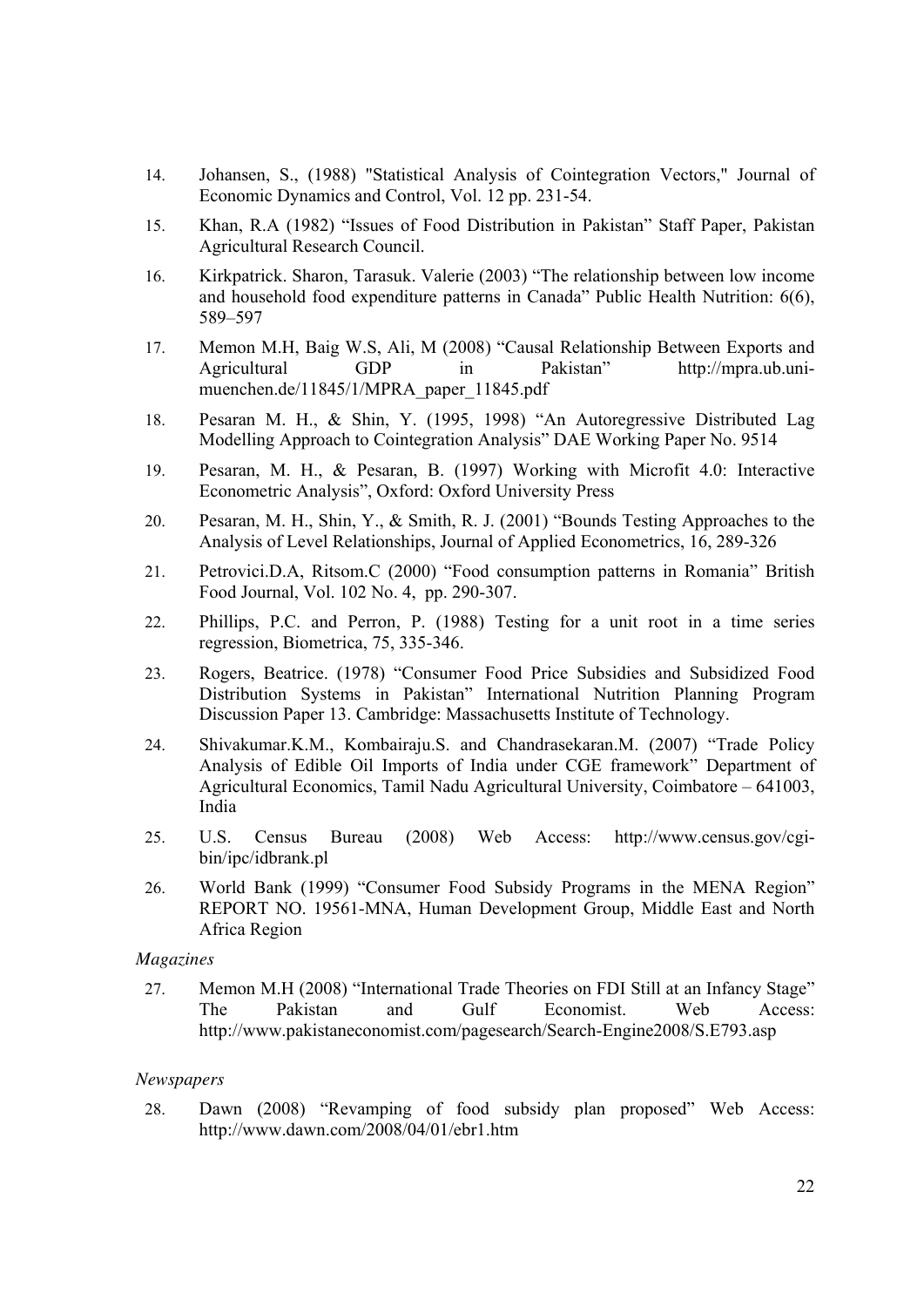14. Johansen, S., (1988) "Statistical Analysis of Cointegration Vectors," Journal of Economic Dynamics and Control, Vol. 12 pp. 231-54.

15. Khan, R.A (1982) "Issues of Food Distribution in Pakistan" Staff Paper, Pakistan Agricultural Research Council.

16. Kirkpatrick. Sharon, Tarasuk. Valerie (2003) "The relationship between low income and household food expenditure patterns in Canada" Public Health Nutrition: 6(6), 589–597

17. Memon M.H, Baig W.S, Ali, M (2008) "Causal Relationship Between Exports and Agricultural GDP in Pakistan" http://mpra.ub.uni-muenchen.de/11845/1/MPRA_paper_11845.pdf

18. Pesaran M. H., & Shin, Y. (1995, 1998) "An Autoregressive Distributed Lag Modelling Approach to Cointegration Analysis" DAE Working Paper No. 9514

19. Pesaran, M. H., & Pesaran, B. (1997) Working with Microfit 4.0: Interactive Econometric Analysis", Oxford: Oxford University Press

20. Pesaran, M. H., Shin, Y., & Smith, R. J. (2001) "Bounds Testing Approaches to the Analysis of Level Relationships, Journal of Applied Econometrics, 16, 289-326

21. Petrovici.D.A, Ritsom.C (2000) "Food consumption patterns in Romania" British Food Journal, Vol. 102 No. 4, pp. 290-307.

22. Phillips, P.C. and Perron, P. (1988) Testing for a unit root in a time series regression, Biometrica, 75, 335-346.

23. Rogers, Beatrice. (1978) "Consumer Food Price Subsidies and Subsidized Food Distribution Systems in Pakistan" International Nutrition Planning Program Discussion Paper 13. Cambridge: Massachusetts Institute of Technology.

24. Shivakumar.K.M., Kombairaju.S. and Chandrasekaran.M. (2007) "Trade Policy Analysis of Edible Oil Imports of India under CGE framework" Department of Agricultural Economics, Tamil Nadu Agricultural University, Coimbatore – 641003, India

25. U.S. Census Bureau (2008) Web Access: http://www.census.gov/cgi-bin/ipc/idbrank.pl

26. World Bank (1999) "Consumer Food Subsidy Programs in the MENA Region" REPORT NO. 19561-MNA, Human Development Group, Middle East and North Africa Region

*Magazines*

27. Memon M.H (2008) "International Trade Theories on FDI Still at an Infancy Stage" The Pakistan and Gulf Economist. Web Access: http://www.pakistaneconomist.com/pagesearch/Search-Engine2008/S.E793.asp

*Newspapers*

28. Dawn (2008) "Revamping of food subsidy plan proposed" Web Access: http://www.dawn.com/2008/04/01/ebr1.htm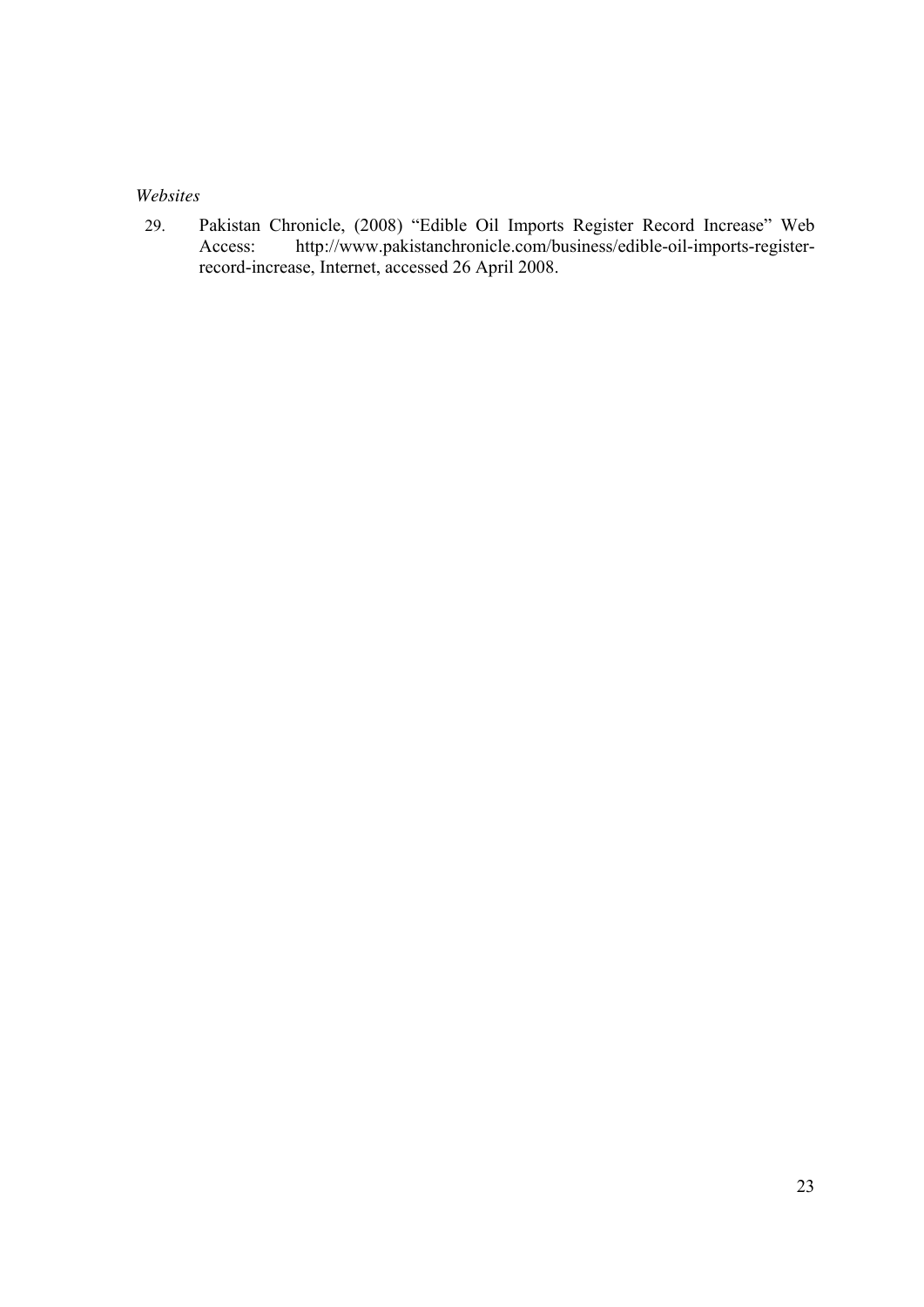*Websites*

29. Pakistan Chronicle, (2008) "Edible Oil Imports Register Record Increase" Web Access: http://www.pakistanchronicle.com/business/edible-oil-imports-register-record-increase, Internet, accessed 26 April 2008.